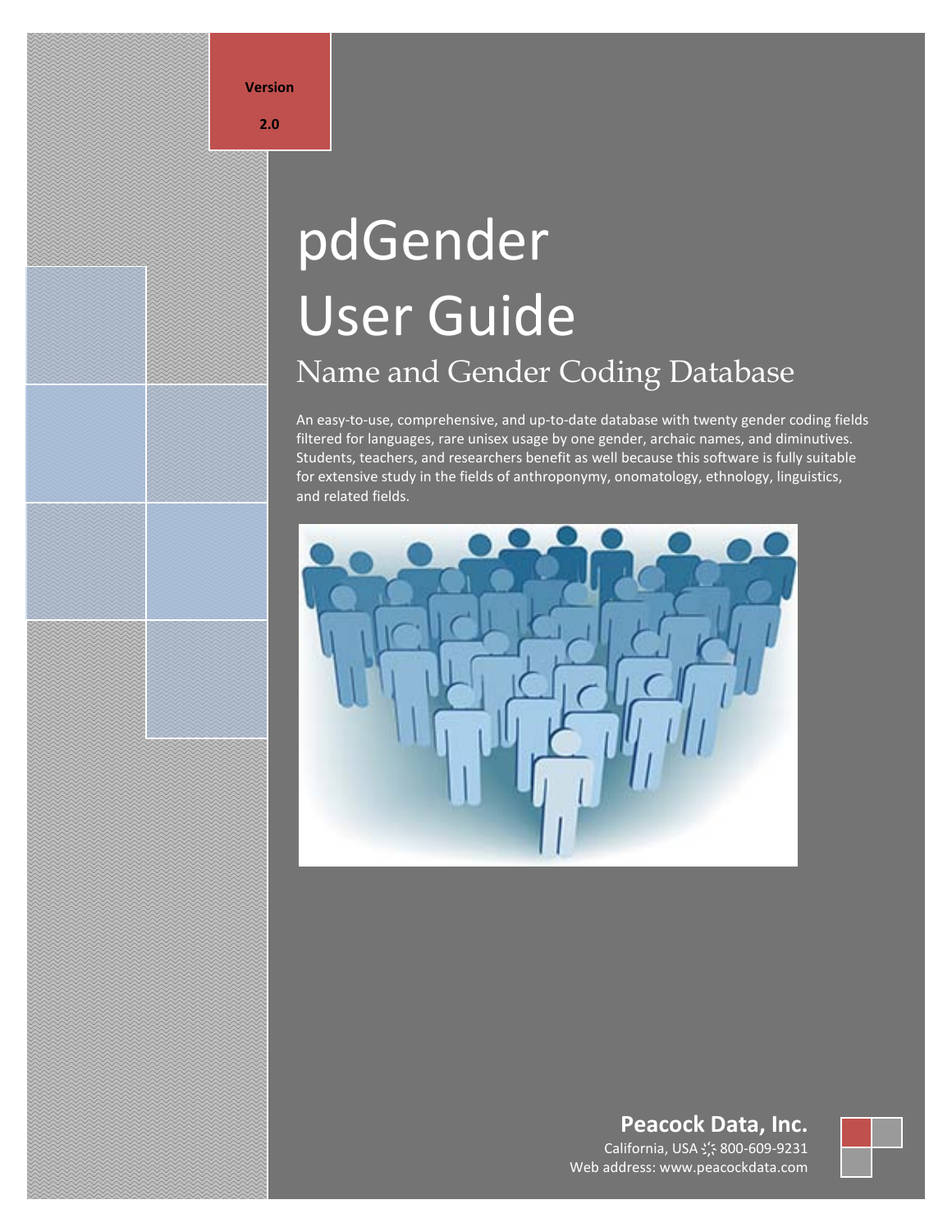**Version**

**2.0**

# pdGender User Guide

## Name and Gender Coding Database

An easy-to-use, comprehensive, and up-to-date database with twenty gender coding fields filtered for languages, rare unisex usage by one gender, archaic names, and diminutives. Students, teachers, and researchers benefit as well because this software is fully suitable for extensive study in the fields of anthroponymy, onomatology, ethnology, linguistics, and related fields.

**Peacock Data, Inc.**

California, USA 800-609-9231

Web address: www.peacockdata.com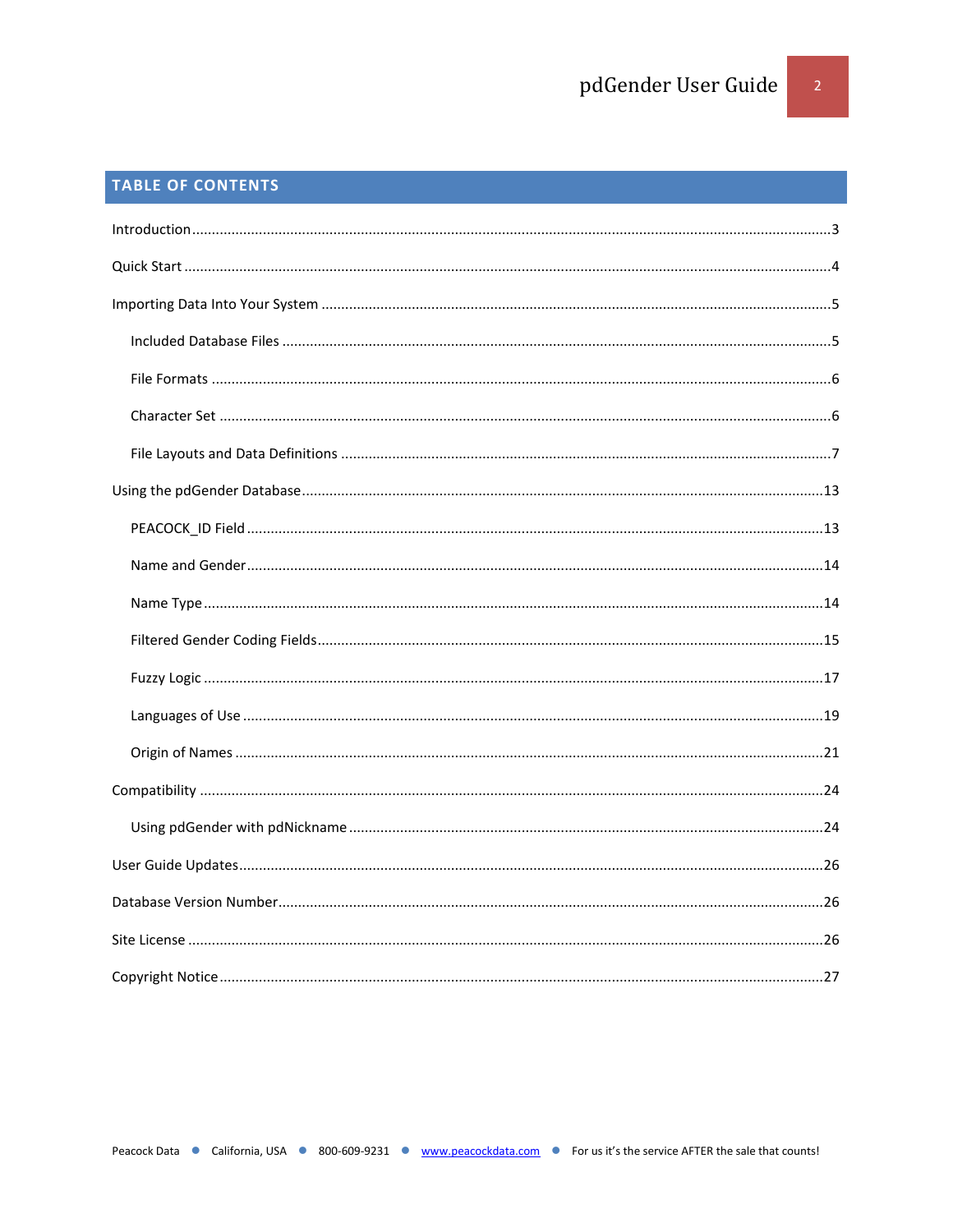## TABLE OF CONTENTS

Introduction .......... 3

Quick Start .......... 4

Importing Data Into Your System .......... 5

- Included Database Files .......... 5
- File Formats .......... 6
- Character Set .......... 6
- File Layouts and Data Definitions .......... 7

Using the pdGender Database .......... 13

- PEACOCK_ID Field .......... 13
- Name and Gender .......... 14
- Name Type .......... 14
- Filtered Gender Coding Fields .......... 15
- Fuzzy Logic .......... 17
- Languages of Use .......... 19
- Origin of Names .......... 21

Compatibility .......... 24

- Using pdGender with pdNickname .......... 24

User Guide Updates .......... 26

Database Version Number .......... 26

Site License .......... 26

Copyright Notice .......... 27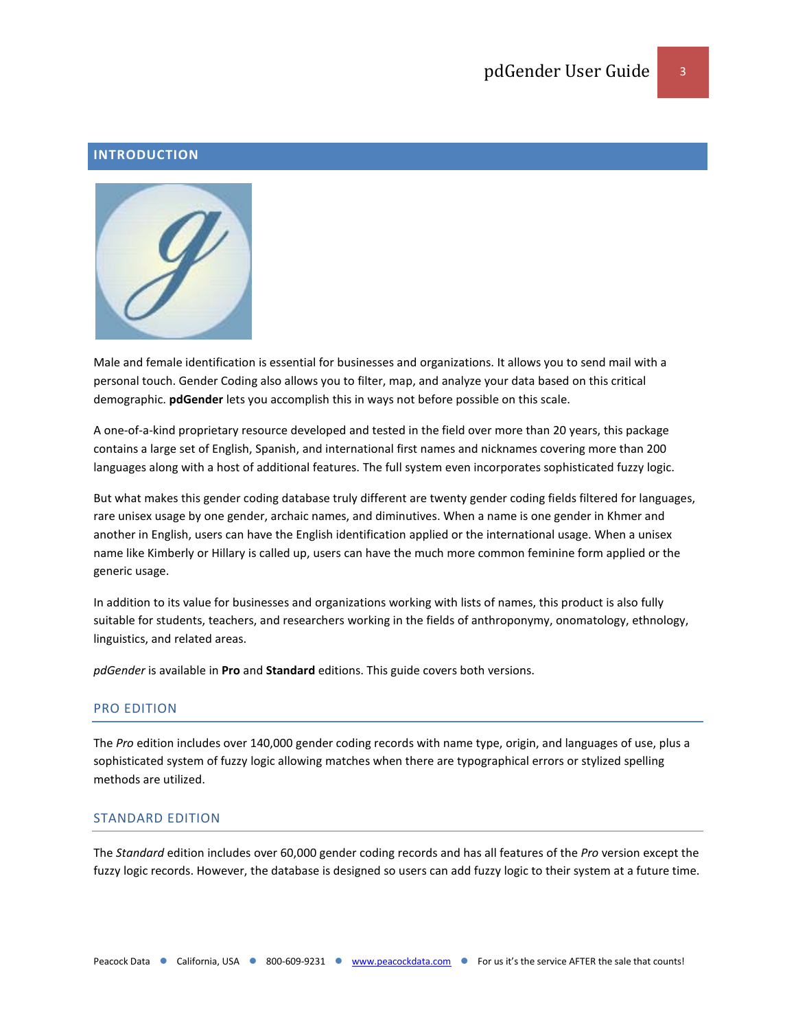# INTRODUCTION

Male and female identification is essential for businesses and organizations. It allows you to send mail with a personal touch. Gender Coding also allows you to filter, map, and analyze your data based on this critical demographic. **pdGender** lets you accomplish this in ways not before possible on this scale.

A one-of-a-kind proprietary resource developed and tested in the field over more than 20 years, this package contains a large set of English, Spanish, and international first names and nicknames covering more than 200 languages along with a host of additional features. The full system even incorporates sophisticated fuzzy logic.

But what makes this gender coding database truly different are twenty gender coding fields filtered for languages, rare unisex usage by one gender, archaic names, and diminutives. When a name is one gender in Khmer and another in English, users can have the English identification applied or the international usage. When a unisex name like Kimberly or Hillary is called up, users can have the much more common feminine form applied or the generic usage.

In addition to its value for businesses and organizations working with lists of names, this product is also fully suitable for students, teachers, and researchers working in the fields of anthroponymy, onomatology, ethnology, linguistics, and related areas.

*pdGender* is available in **Pro** and **Standard** editions. This guide covers both versions.

## PRO EDITION

The *Pro* edition includes over 140,000 gender coding records with name type, origin, and languages of use, plus a sophisticated system of fuzzy logic allowing matches when there are typographical errors or stylized spelling methods are utilized.

## STANDARD EDITION

The *Standard* edition includes over 60,000 gender coding records and has all features of the *Pro* version except the fuzzy logic records. However, the database is designed so users can add fuzzy logic to their system at a future time.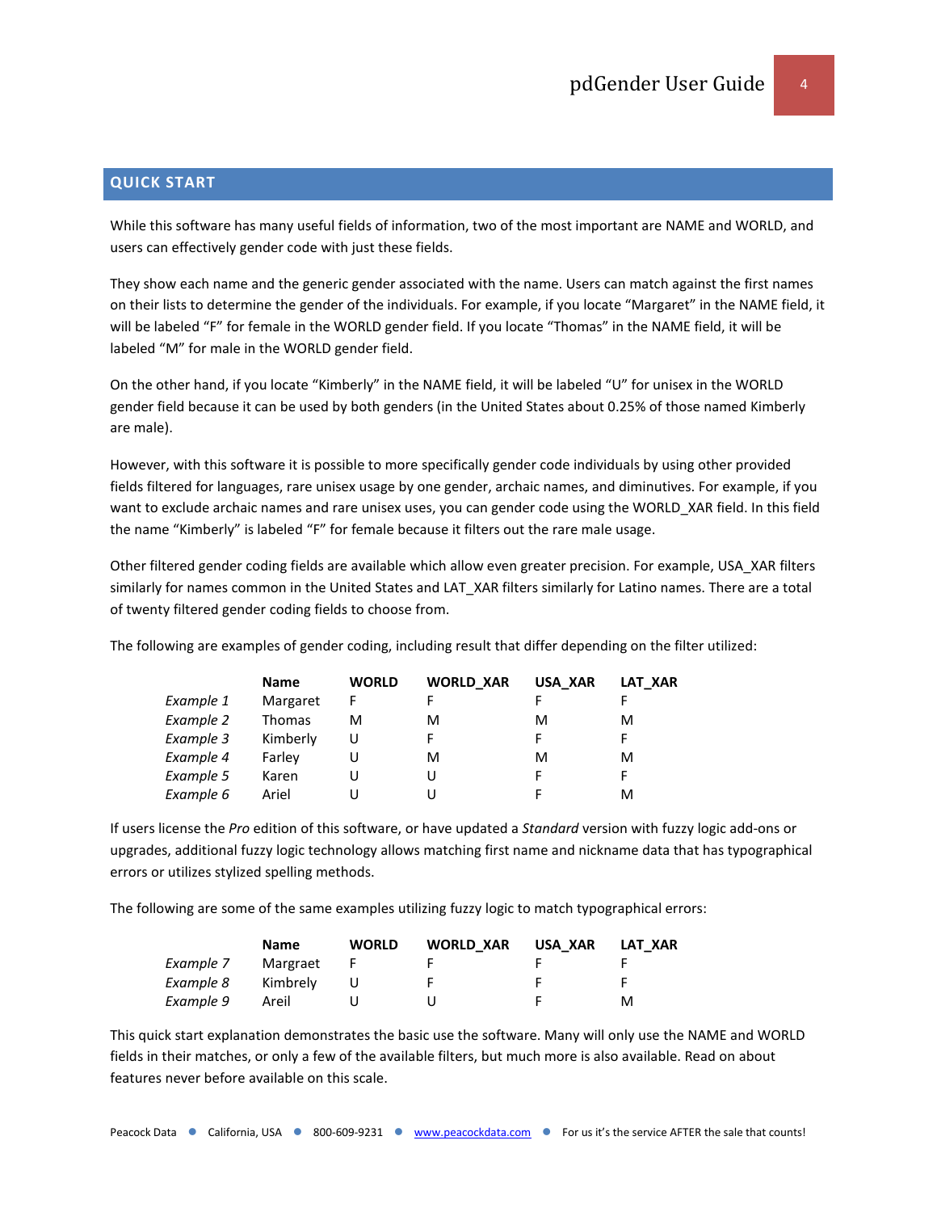## QUICK START

While this software has many useful fields of information, two of the most important are NAME and WORLD, and users can effectively gender code with just these fields.

They show each name and the generic gender associated with the name. Users can match against the first names on their lists to determine the gender of the individuals. For example, if you locate "Margaret" in the NAME field, it will be labeled "F" for female in the WORLD gender field. If you locate "Thomas" in the NAME field, it will be labeled "M" for male in the WORLD gender field.

On the other hand, if you locate "Kimberly" in the NAME field, it will be labeled "U" for unisex in the WORLD gender field because it can be used by both genders (in the United States about 0.25% of those named Kimberly are male).

However, with this software it is possible to more specifically gender code individuals by using other provided fields filtered for languages, rare unisex usage by one gender, archaic names, and diminutives. For example, if you want to exclude archaic names and rare unisex uses, you can gender code using the WORLD_XAR field. In this field the name "Kimberly" is labeled "F" for female because it filters out the rare male usage.

Other filtered gender coding fields are available which allow even greater precision. For example, USA_XAR filters similarly for names common in the United States and LAT_XAR filters similarly for Latino names. There are a total of twenty filtered gender coding fields to choose from.

The following are examples of gender coding, including result that differ depending on the filter utilized:

| | **Name** | **WORLD** | **WORLD_XAR** | **USA_XAR** | **LAT_XAR** |
|---|---|---|---|---|---|
| *Example 1* | Margaret | F | F | F | F |
| *Example 2* | Thomas | M | M | M | M |
| *Example 3* | Kimberly | U | F | F | F |
| *Example 4* | Farley | U | M | M | M |
| *Example 5* | Karen | U | U | F | F |
| *Example 6* | Ariel | U | U | F | M |

If users license the *Pro* edition of this software, or have updated a *Standard* version with fuzzy logic add-ons or upgrades, additional fuzzy logic technology allows matching first name and nickname data that has typographical errors or utilizes stylized spelling methods.

The following are some of the same examples utilizing fuzzy logic to match typographical errors:

| | **Name** | **WORLD** | **WORLD_XAR** | **USA_XAR** | **LAT_XAR** |
|---|---|---|---|---|---|
| *Example 7* | Margraet | F | F | F | F |
| *Example 8* | Kimbrely | U | F | F | F |
| *Example 9* | Areil | U | U | F | M |

This quick start explanation demonstrates the basic use the software. Many will only use the NAME and WORLD fields in their matches, or only a few of the available filters, but much more is also available. Read on about features never before available on this scale.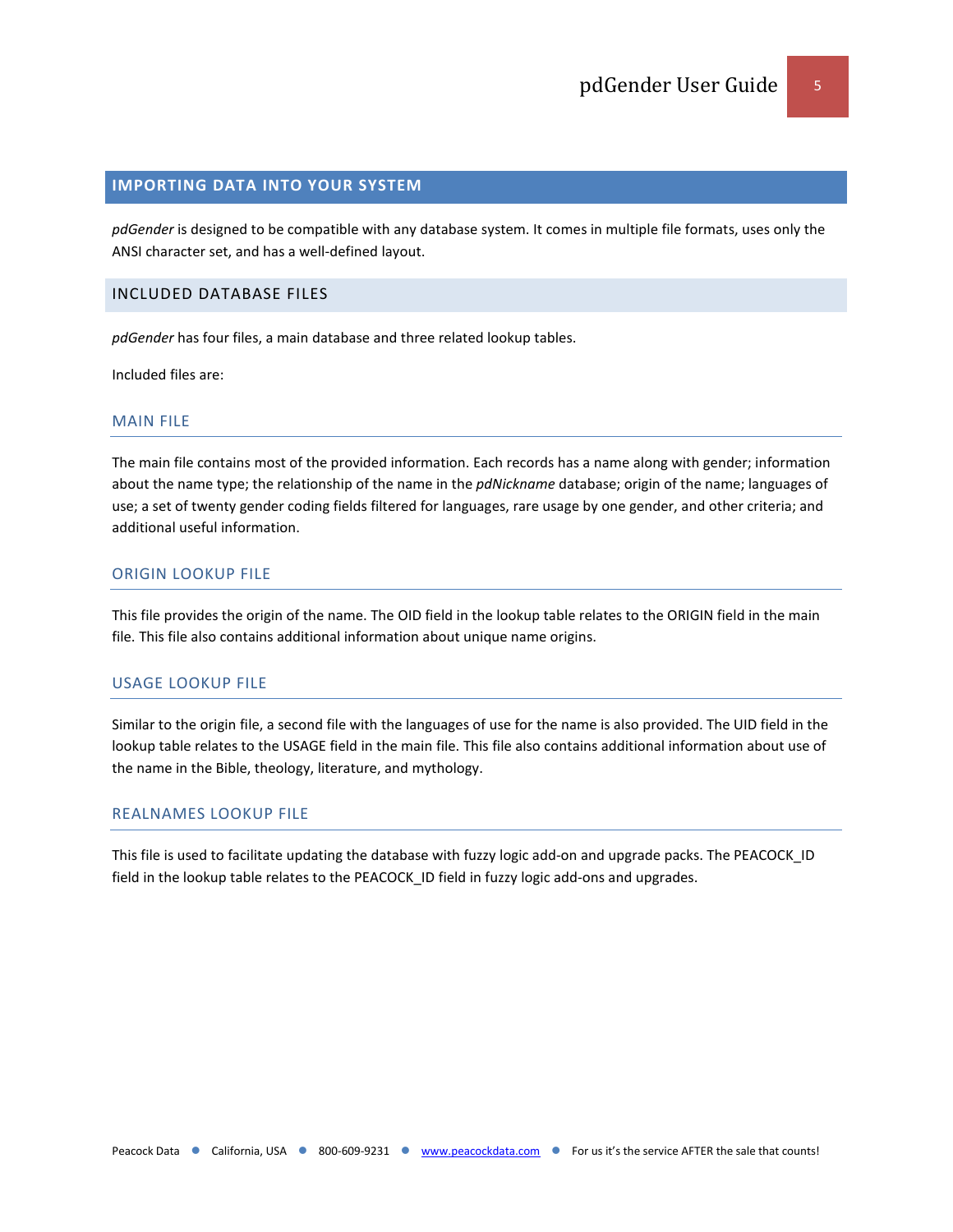## IMPORTING DATA INTO YOUR SYSTEM

*pdGender* is designed to be compatible with any database system. It comes in multiple file formats, uses only the ANSI character set, and has a well-defined layout.

### INCLUDED DATABASE FILES

*pdGender* has four files, a main database and three related lookup tables.

Included files are:

#### MAIN FILE

The main file contains most of the provided information. Each records has a name along with gender; information about the name type; the relationship of the name in the *pdNickname* database; origin of the name; languages of use; a set of twenty gender coding fields filtered for languages, rare usage by one gender, and other criteria; and additional useful information.

#### ORIGIN LOOKUP FILE

This file provides the origin of the name. The OID field in the lookup table relates to the ORIGIN field in the main file. This file also contains additional information about unique name origins.

#### USAGE LOOKUP FILE

Similar to the origin file, a second file with the languages of use for the name is also provided. The UID field in the lookup table relates to the USAGE field in the main file. This file also contains additional information about use of the name in the Bible, theology, literature, and mythology.

#### REALNAMES LOOKUP FILE

This file is used to facilitate updating the database with fuzzy logic add-on and upgrade packs. The PEACOCK_ID field in the lookup table relates to the PEACOCK_ID field in fuzzy logic add-ons and upgrades.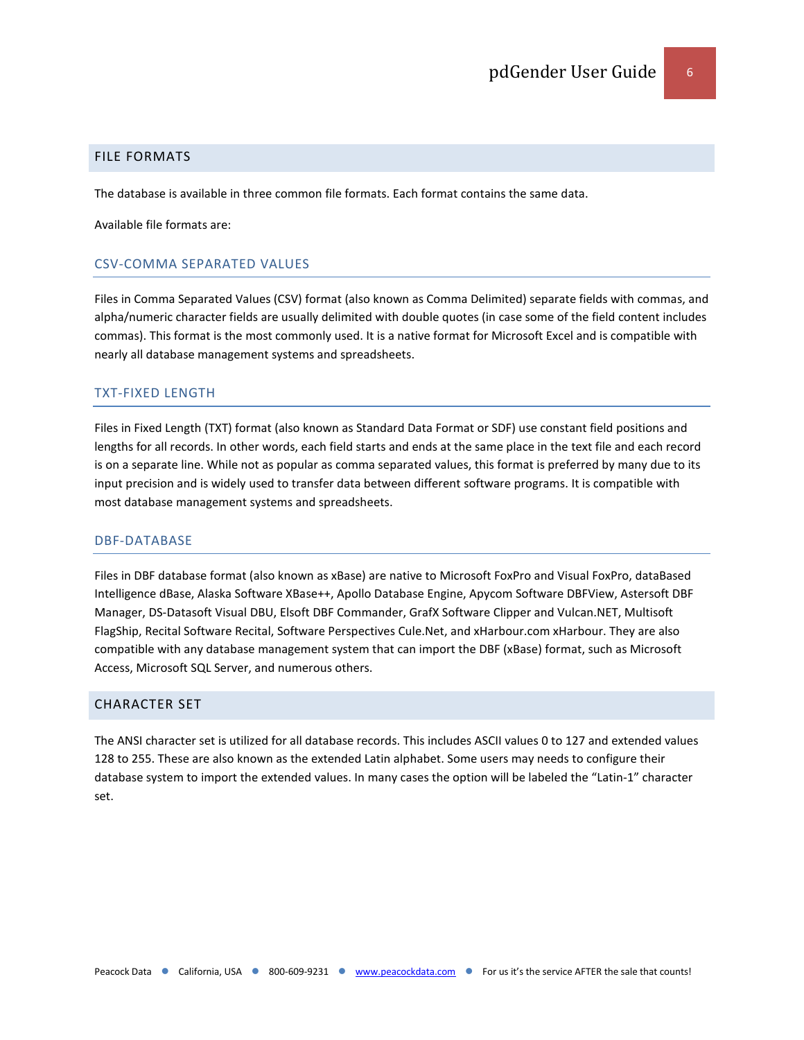## FILE FORMATS

The database is available in three common file formats. Each format contains the same data.

Available file formats are:

### CSV-COMMA SEPARATED VALUES

Files in Comma Separated Values (CSV) format (also known as Comma Delimited) separate fields with commas, and alpha/numeric character fields are usually delimited with double quotes (in case some of the field content includes commas). This format is the most commonly used. It is a native format for Microsoft Excel and is compatible with nearly all database management systems and spreadsheets.

### TXT-FIXED LENGTH

Files in Fixed Length (TXT) format (also known as Standard Data Format or SDF) use constant field positions and lengths for all records. In other words, each field starts and ends at the same place in the text file and each record is on a separate line. While not as popular as comma separated values, this format is preferred by many due to its input precision and is widely used to transfer data between different software programs. It is compatible with most database management systems and spreadsheets.

### DBF-DATABASE

Files in DBF database format (also known as xBase) are native to Microsoft FoxPro and Visual FoxPro, dataBased Intelligence dBase, Alaska Software XBase++, Apollo Database Engine, Apycom Software DBFView, Astersoft DBF Manager, DS-Datasoft Visual DBU, Elsoft DBF Commander, GrafX Software Clipper and Vulcan.NET, Multisoft FlagShip, Recital Software Recital, Software Perspectives Cule.Net, and xHarbour.com xHarbour. They are also compatible with any database management system that can import the DBF (xBase) format, such as Microsoft Access, Microsoft SQL Server, and numerous others.

## CHARACTER SET

The ANSI character set is utilized for all database records. This includes ASCII values 0 to 127 and extended values 128 to 255. These are also known as the extended Latin alphabet. Some users may needs to configure their database system to import the extended values. In many cases the option will be labeled the "Latin-1" character set.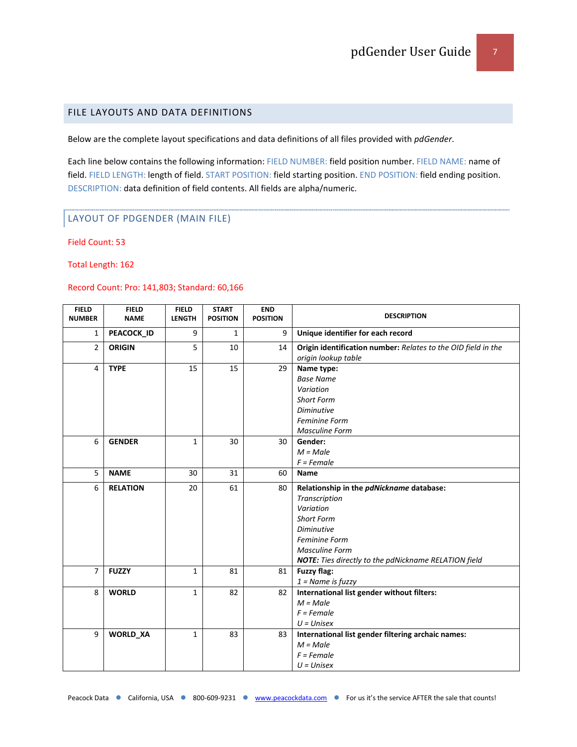## FILE LAYOUTS AND DATA DEFINITIONS

Below are the complete layout specifications and data definitions of all files provided with *pdGender*.

Each line below contains the following information: FIELD NUMBER: field position number. FIELD NAME: name of field. FIELD LENGTH: length of field. START POSITION: field starting position. END POSITION: field ending position. DESCRIPTION: data definition of field contents. All fields are alpha/numeric.

### LAYOUT OF PDGENDER (MAIN FILE)

Field Count: 53

Total Length: 162

Record Count: Pro: 141,803; Standard: 60,166

| FIELD NUMBER | FIELD NAME | FIELD LENGTH | START POSITION | END POSITION | DESCRIPTION |
|---|---|---|---|---|---|
| 1 | **PEACOCK_ID** | 9 | 1 | 9 | **Unique identifier for each record** |
| 2 | **ORIGIN** | 5 | 10 | 14 | **Origin identification number:** *Relates to the OID field in the origin lookup table* |
| 4 | **TYPE** | 15 | 15 | 29 | **Name type:**<br>*Base Name*<br>*Variation*<br>*Short Form*<br>*Diminutive*<br>*Feminine Form*<br>*Masculine Form* |
| 6 | **GENDER** | 1 | 30 | 30 | **Gender:**<br>*M = Male*<br>*F = Female* |
| 5 | **NAME** | 30 | 31 | 60 | **Name** |
| 6 | **RELATION** | 20 | 61 | 80 | **Relationship in the *pdNickname* database:**<br>*Transcription*<br>*Variation*<br>*Short Form*<br>*Diminutive*<br>*Feminine Form*<br>*Masculine Form*<br>***NOTE:*** *Ties directly to the pdNickname RELATION field* |
| 7 | **FUZZY** | 1 | 81 | 81 | **Fuzzy flag:**<br>*1 = Name is fuzzy* |
| 8 | **WORLD** | 1 | 82 | 82 | **International list gender without filters:**<br>*M = Male*<br>*F = Female*<br>*U = Unisex* |
| 9 | **WORLD_XA** | 1 | 83 | 83 | **International list gender filtering archaic names:**<br>*M = Male*<br>*F = Female*<br>*U = Unisex* |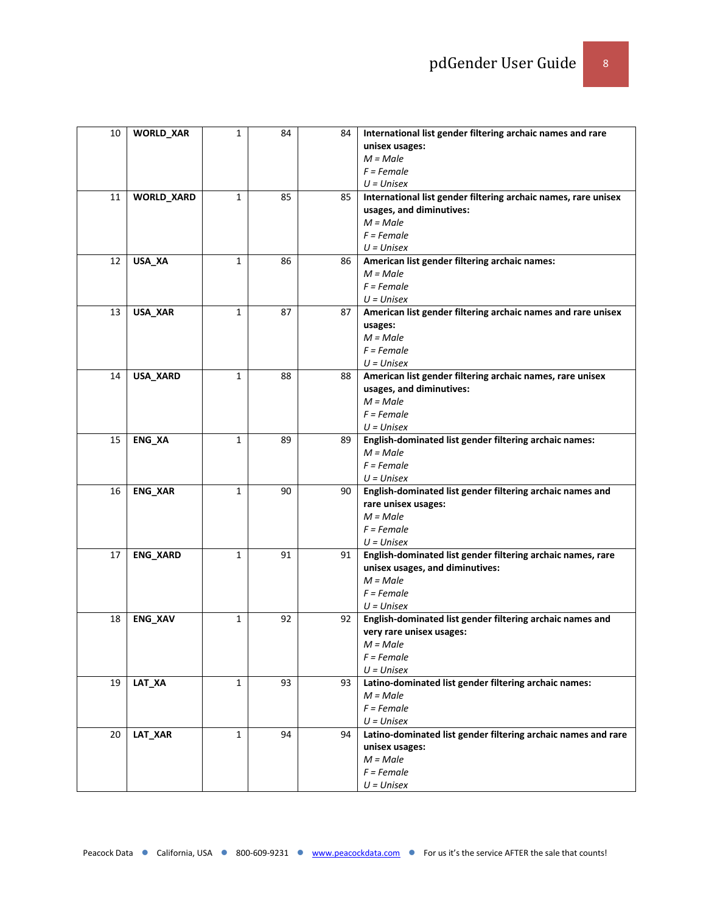| | | | | | |
|---|---|---|---|---|---|
| 10 | **WORLD_XAR** | 1 | 84 | 84 | **International list gender filtering archaic names and rare unisex usages:**<br>*M = Male*<br>*F = Female*<br>*U = Unisex* |
| 11 | **WORLD_XARD** | 1 | 85 | 85 | **International list gender filtering archaic names, rare unisex usages, and diminutives:**<br>*M = Male*<br>*F = Female*<br>*U = Unisex* |
| 12 | **USA_XA** | 1 | 86 | 86 | **American list gender filtering archaic names:**<br>*M = Male*<br>*F = Female*<br>*U = Unisex* |
| 13 | **USA_XAR** | 1 | 87 | 87 | **American list gender filtering archaic names and rare unisex usages:**<br>*M = Male*<br>*F = Female*<br>*U = Unisex* |
| 14 | **USA_XARD** | 1 | 88 | 88 | **American list gender filtering archaic names, rare unisex usages, and diminutives:**<br>*M = Male*<br>*F = Female*<br>*U = Unisex* |
| 15 | **ENG_XA** | 1 | 89 | 89 | **English-dominated list gender filtering archaic names:**<br>*M = Male*<br>*F = Female*<br>*U = Unisex* |
| 16 | **ENG_XAR** | 1 | 90 | 90 | **English-dominated list gender filtering archaic names and rare unisex usages:**<br>*M = Male*<br>*F = Female*<br>*U = Unisex* |
| 17 | **ENG_XARD** | 1 | 91 | 91 | **English-dominated list gender filtering archaic names, rare unisex usages, and diminutives:**<br>*M = Male*<br>*F = Female*<br>*U = Unisex* |
| 18 | **ENG_XAV** | 1 | 92 | 92 | **English-dominated list gender filtering archaic names and very rare unisex usages:**<br>*M = Male*<br>*F = Female*<br>*U = Unisex* |
| 19 | **LAT_XA** | 1 | 93 | 93 | **Latino-dominated list gender filtering archaic names:**<br>*M = Male*<br>*F = Female*<br>*U = Unisex* |
| 20 | **LAT_XAR** | 1 | 94 | 94 | **Latino-dominated list gender filtering archaic names and rare unisex usages:**<br>*M = Male*<br>*F = Female*<br>*U = Unisex* |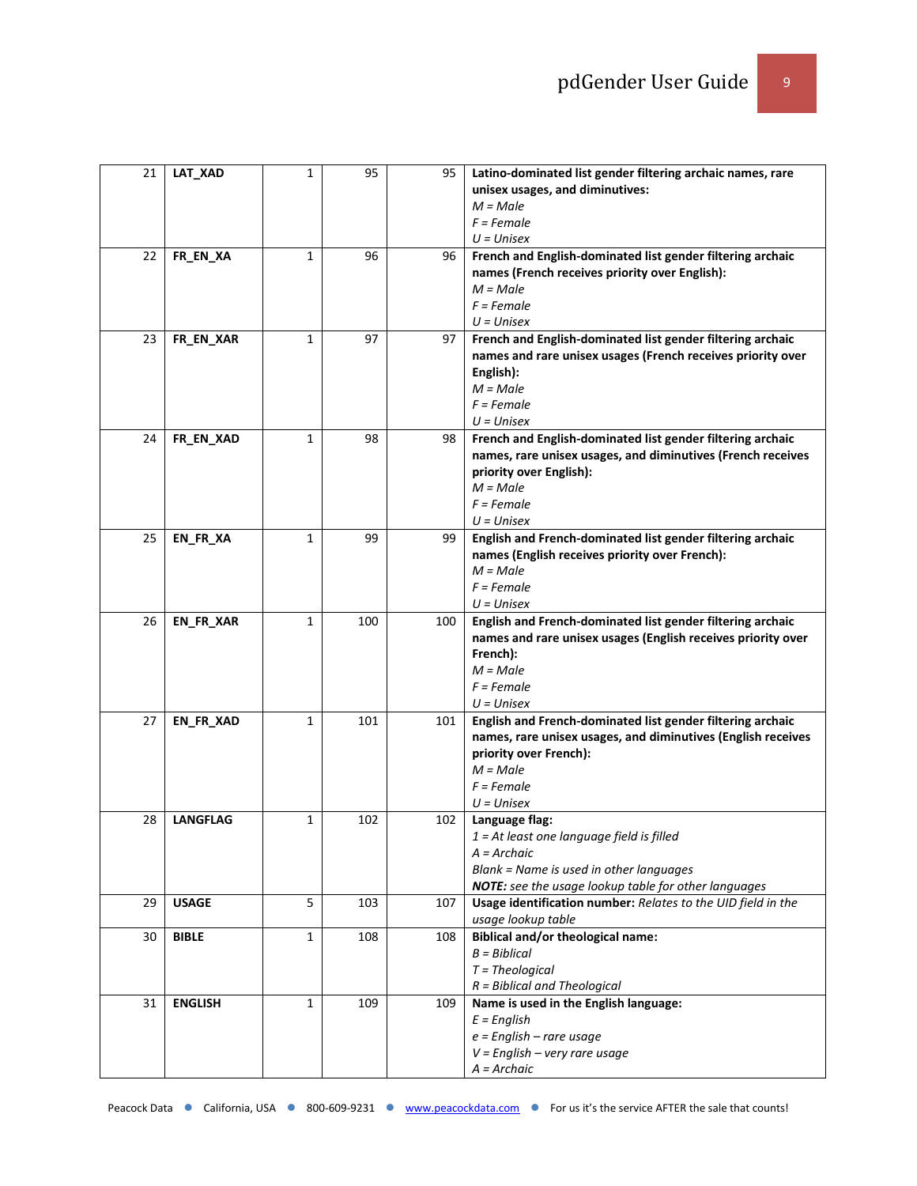| 21 | LAT_XAD | 1 | 95 | 95 | **Latino-dominated list gender filtering archaic names, rare unisex usages, and diminutives:**<br>*M = Male*<br>*F = Female*<br>*U = Unisex* |
|---|---|---|---|---|---|
| 22 | **FR_EN_XA** | 1 | 96 | 96 | **French and English-dominated list gender filtering archaic names (French receives priority over English):**<br>*M = Male*<br>*F = Female*<br>*U = Unisex* |
| 23 | **FR_EN_XAR** | 1 | 97 | 97 | **French and English-dominated list gender filtering archaic names and rare unisex usages (French receives priority over English):**<br>*M = Male*<br>*F = Female*<br>*U = Unisex* |
| 24 | **FR_EN_XAD** | 1 | 98 | 98 | **French and English-dominated list gender filtering archaic names, rare unisex usages, and diminutives (French receives priority over English):**<br>*M = Male*<br>*F = Female*<br>*U = Unisex* |
| 25 | **EN_FR_XA** | 1 | 99 | 99 | **English and French-dominated list gender filtering archaic names (English receives priority over French):**<br>*M = Male*<br>*F = Female*<br>*U = Unisex* |
| 26 | **EN_FR_XAR** | 1 | 100 | 100 | **English and French-dominated list gender filtering archaic names and rare unisex usages (English receives priority over French):**<br>*M = Male*<br>*F = Female*<br>*U = Unisex* |
| 27 | **EN_FR_XAD** | 1 | 101 | 101 | **English and French-dominated list gender filtering archaic names, rare unisex usages, and diminutives (English receives priority over French):**<br>*M = Male*<br>*F = Female*<br>*U = Unisex* |
| 28 | **LANGFLAG** | 1 | 102 | 102 | **Language flag:**<br>*1 = At least one language field is filled*<br>*A = Archaic*<br>*Blank = Name is used in other languages*<br>***NOTE:** see the usage lookup table for other languages* |
| 29 | **USAGE** | 5 | 103 | 107 | **Usage identification number:** *Relates to the UID field in the usage lookup table* |
| 30 | **BIBLE** | 1 | 108 | 108 | **Biblical and/or theological name:**<br>*B = Biblical*<br>*T = Theological*<br>*R = Biblical and Theological* |
| 31 | **ENGLISH** | 1 | 109 | 109 | **Name is used in the English language:**<br>*E = English*<br>*e = English – rare usage*<br>*V = English – very rare usage*<br>*A = Archaic* |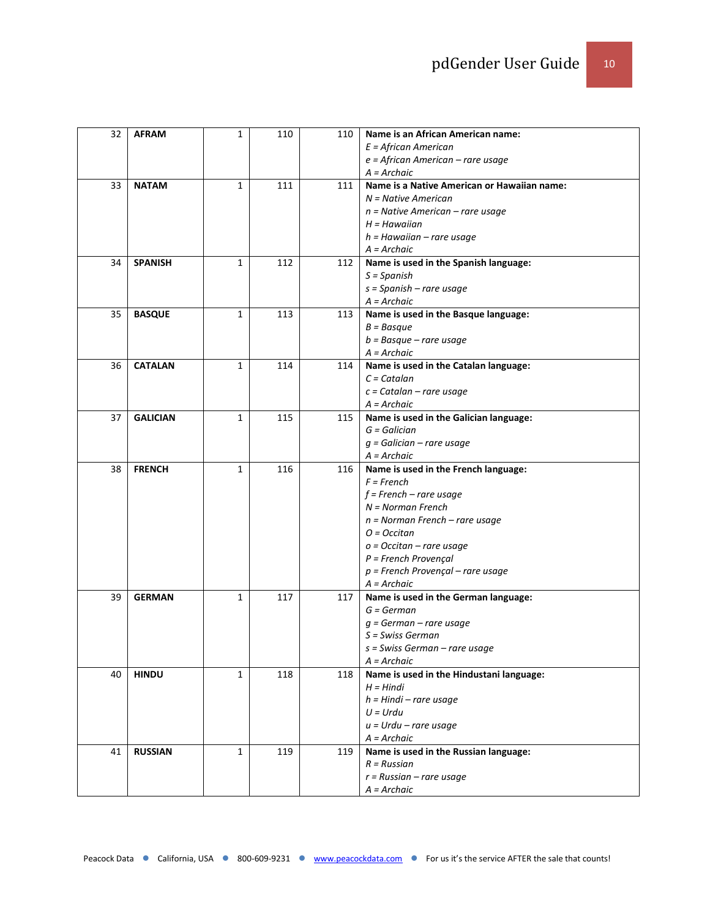| | | | | | |
|---|---|---|---|---|---|
| 32 | **AFRAM** | 1 | 110 | 110 | **Name is an African American name:**<br>*E = African American*<br>*e = African American – rare usage*<br>*A = Archaic* |
| 33 | **NATAM** | 1 | 111 | 111 | **Name is a Native American or Hawaiian name:**<br>*N = Native American*<br>*n = Native American – rare usage*<br>*H = Hawaiian*<br>*h = Hawaiian – rare usage*<br>*A = Archaic* |
| 34 | **SPANISH** | 1 | 112 | 112 | **Name is used in the Spanish language:**<br>*S = Spanish*<br>*s = Spanish – rare usage*<br>*A = Archaic* |
| 35 | **BASQUE** | 1 | 113 | 113 | **Name is used in the Basque language:**<br>*B = Basque*<br>*b = Basque – rare usage*<br>*A = Archaic* |
| 36 | **CATALAN** | 1 | 114 | 114 | **Name is used in the Catalan language:**<br>*C = Catalan*<br>*c = Catalan – rare usage*<br>*A = Archaic* |
| 37 | **GALICIAN** | 1 | 115 | 115 | **Name is used in the Galician language:**<br>*G = Galician*<br>*g = Galician – rare usage*<br>*A = Archaic* |
| 38 | **FRENCH** | 1 | 116 | 116 | **Name is used in the French language:**<br>*F = French*<br>*f = French – rare usage*<br>*N = Norman French*<br>*n = Norman French – rare usage*<br>*O = Occitan*<br>*o = Occitan – rare usage*<br>*P = French Provençal*<br>*p = French Provençal – rare usage*<br>*A = Archaic* |
| 39 | **GERMAN** | 1 | 117 | 117 | **Name is used in the German language:**<br>*G = German*<br>*g = German – rare usage*<br>*S = Swiss German*<br>*s = Swiss German – rare usage*<br>*A = Archaic* |
| 40 | **HINDU** | 1 | 118 | 118 | **Name is used in the Hindustani language:**<br>*H = Hindi*<br>*h = Hindi – rare usage*<br>*U = Urdu*<br>*u = Urdu – rare usage*<br>*A = Archaic* |
| 41 | **RUSSIAN** | 1 | 119 | 119 | **Name is used in the Russian language:**<br>*R = Russian*<br>*r = Russian – rare usage*<br>*A = Archaic* |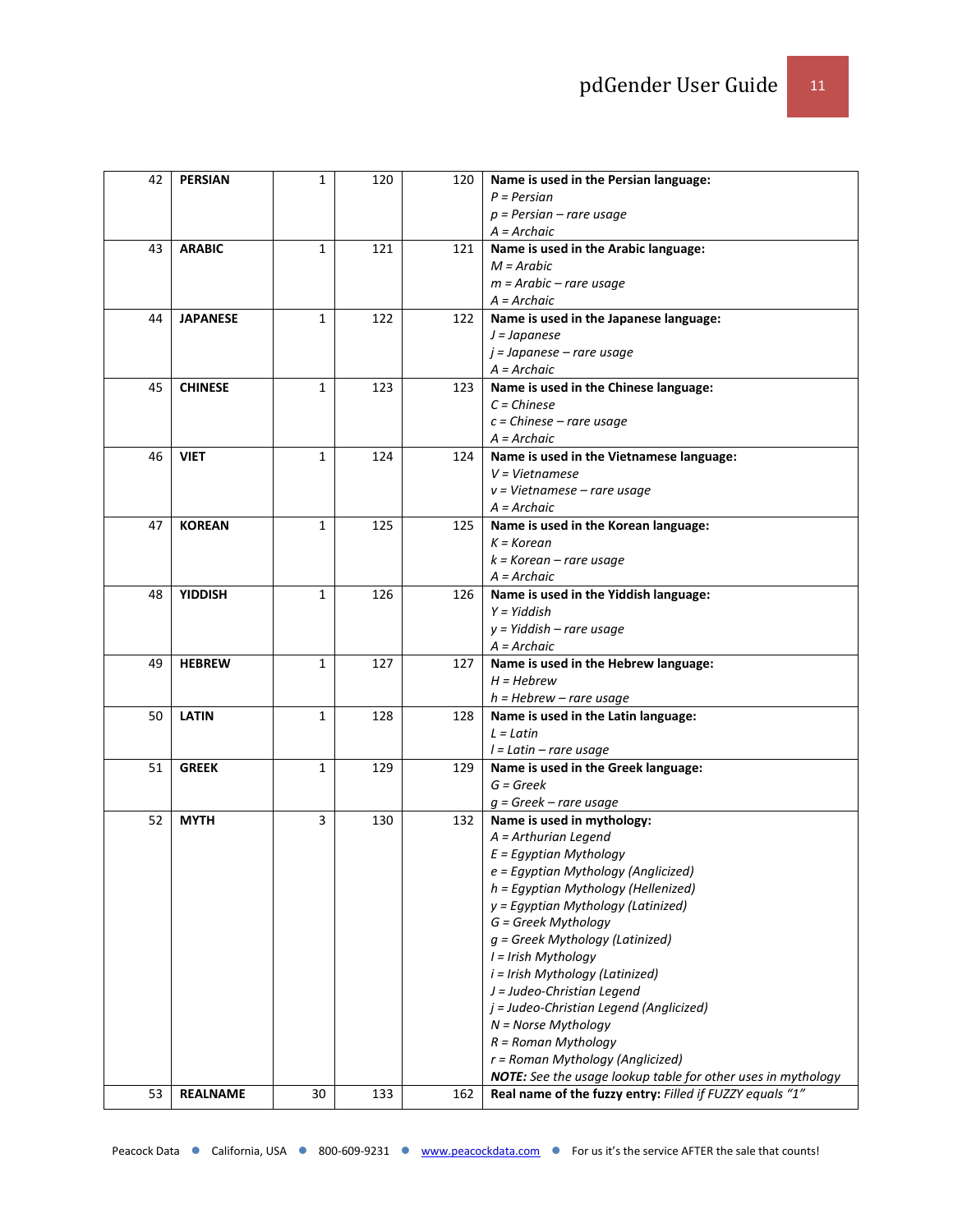| 42 | **PERSIAN** | 1 | 120 | 120 | **Name is used in the Persian language:**<br>*P = Persian*<br>*p = Persian – rare usage*<br>*A = Archaic* |
|---|---|---|---|---|---|
| 43 | **ARABIC** | 1 | 121 | 121 | **Name is used in the Arabic language:**<br>*M = Arabic*<br>*m = Arabic – rare usage*<br>*A = Archaic* |
| 44 | **JAPANESE** | 1 | 122 | 122 | **Name is used in the Japanese language:**<br>*J = Japanese*<br>*j = Japanese – rare usage*<br>*A = Archaic* |
| 45 | **CHINESE** | 1 | 123 | 123 | **Name is used in the Chinese language:**<br>*C = Chinese*<br>*c = Chinese – rare usage*<br>*A = Archaic* |
| 46 | **VIET** | 1 | 124 | 124 | **Name is used in the Vietnamese language:**<br>*V = Vietnamese*<br>*v = Vietnamese – rare usage*<br>*A = Archaic* |
| 47 | **KOREAN** | 1 | 125 | 125 | **Name is used in the Korean language:**<br>*K = Korean*<br>*k = Korean – rare usage*<br>*A = Archaic* |
| 48 | **YIDDISH** | 1 | 126 | 126 | **Name is used in the Yiddish language:**<br>*Y = Yiddish*<br>*y = Yiddish – rare usage*<br>*A = Archaic* |
| 49 | **HEBREW** | 1 | 127 | 127 | **Name is used in the Hebrew language:**<br>*H = Hebrew*<br>*h = Hebrew – rare usage* |
| 50 | **LATIN** | 1 | 128 | 128 | **Name is used in the Latin language:**<br>*L = Latin*<br>*l = Latin – rare usage* |
| 51 | **GREEK** | 1 | 129 | 129 | **Name is used in the Greek language:**<br>*G = Greek*<br>*g = Greek – rare usage* |
| 52 | **MYTH** | 3 | 130 | 132 | **Name is used in mythology:**<br>*A = Arthurian Legend*<br>*E = Egyptian Mythology*<br>*e = Egyptian Mythology (Anglicized)*<br>*h = Egyptian Mythology (Hellenized)*<br>*y = Egyptian Mythology (Latinized)*<br>*G = Greek Mythology*<br>*g = Greek Mythology (Latinized)*<br>*I = Irish Mythology*<br>*i = Irish Mythology (Latinized)*<br>*J = Judeo-Christian Legend*<br>*j = Judeo-Christian Legend (Anglicized)*<br>*N = Norse Mythology*<br>*R = Roman Mythology*<br>*r = Roman Mythology (Anglicized)*<br>***NOTE:*** *See the usage lookup table for other uses in mythology* |
| 53 | **REALNAME** | 30 | 133 | 162 | **Real name of the fuzzy entry:** *Filled if FUZZY equals "1"* |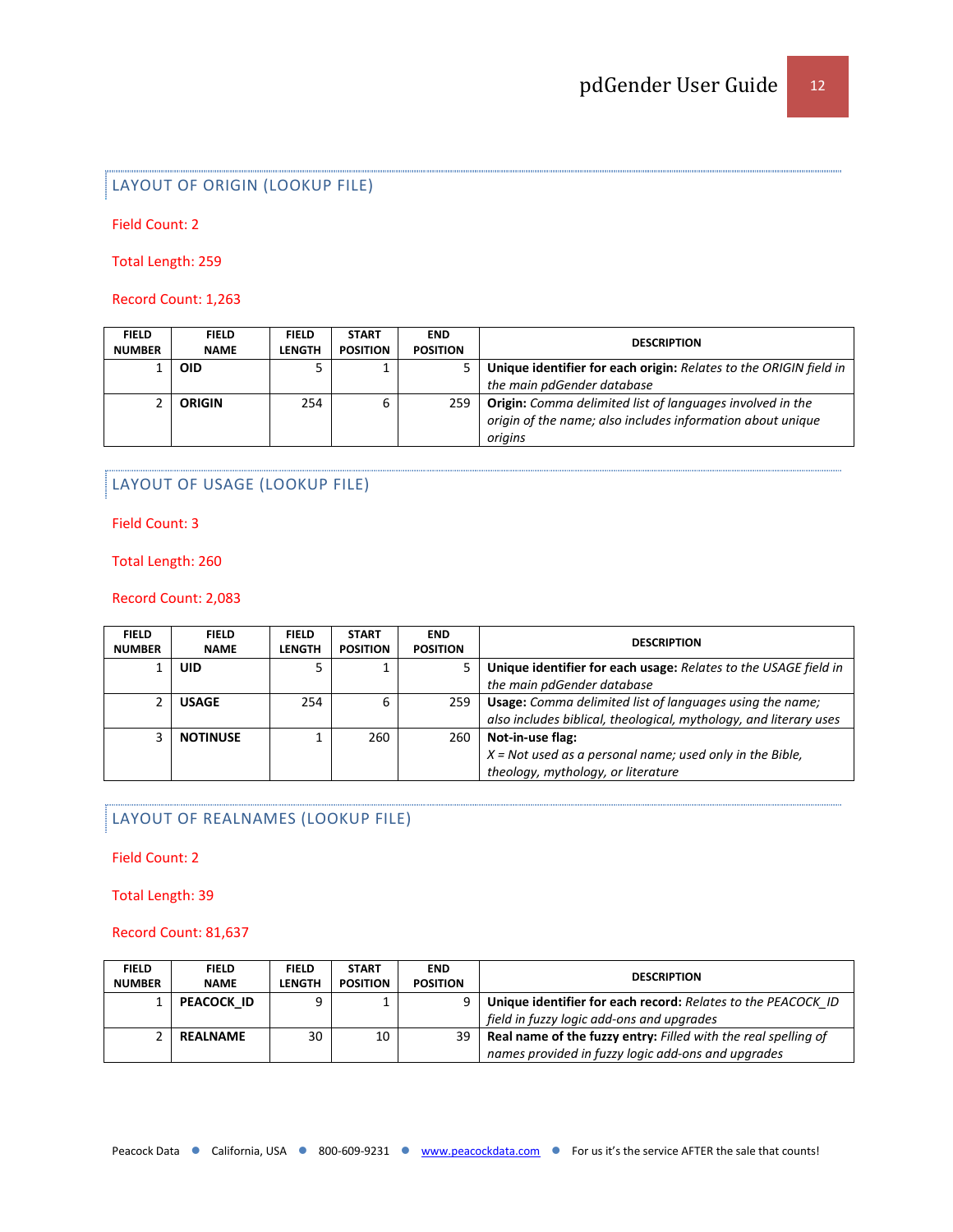## LAYOUT OF ORIGIN (LOOKUP FILE)

Field Count: 2

Total Length: 259

Record Count: 1,263

| FIELD NUMBER | FIELD NAME | FIELD LENGTH | START POSITION | END POSITION | DESCRIPTION |
|---|---|---|---|---|---|
| 1 | **OID** | 5 | 1 | 5 | **Unique identifier for each origin:** *Relates to the ORIGIN field in the main pdGender database* |
| 2 | **ORIGIN** | 254 | 6 | 259 | **Origin:** *Comma delimited list of languages involved in the origin of the name; also includes information about unique origins* |

## LAYOUT OF USAGE (LOOKUP FILE)

Field Count: 3

Total Length: 260

Record Count: 2,083

| FIELD NUMBER | FIELD NAME | FIELD LENGTH | START POSITION | END POSITION | DESCRIPTION |
|---|---|---|---|---|---|
| 1 | **UID** | 5 | 1 | 5 | **Unique identifier for each usage:** *Relates to the USAGE field in the main pdGender database* |
| 2 | **USAGE** | 254 | 6 | 259 | **Usage:** *Comma delimited list of languages using the name; also includes biblical, theological, mythology, and literary uses* |
| 3 | **NOTINUSE** | 1 | 260 | 260 | **Not-in-use flag:** *X = Not used as a personal name; used only in the Bible, theology, mythology, or literature* |

## LAYOUT OF REALNAMES (LOOKUP FILE)

Field Count: 2

Total Length: 39

Record Count: 81,637

| FIELD NUMBER | FIELD NAME | FIELD LENGTH | START POSITION | END POSITION | DESCRIPTION |
|---|---|---|---|---|---|
| 1 | **PEACOCK_ID** | 9 | 1 | 9 | **Unique identifier for each record:** *Relates to the PEACOCK_ID field in fuzzy logic add-ons and upgrades* |
| 2 | **REALNAME** | 30 | 10 | 39 | **Real name of the fuzzy entry:** *Filled with the real spelling of names provided in fuzzy logic add-ons and upgrades* |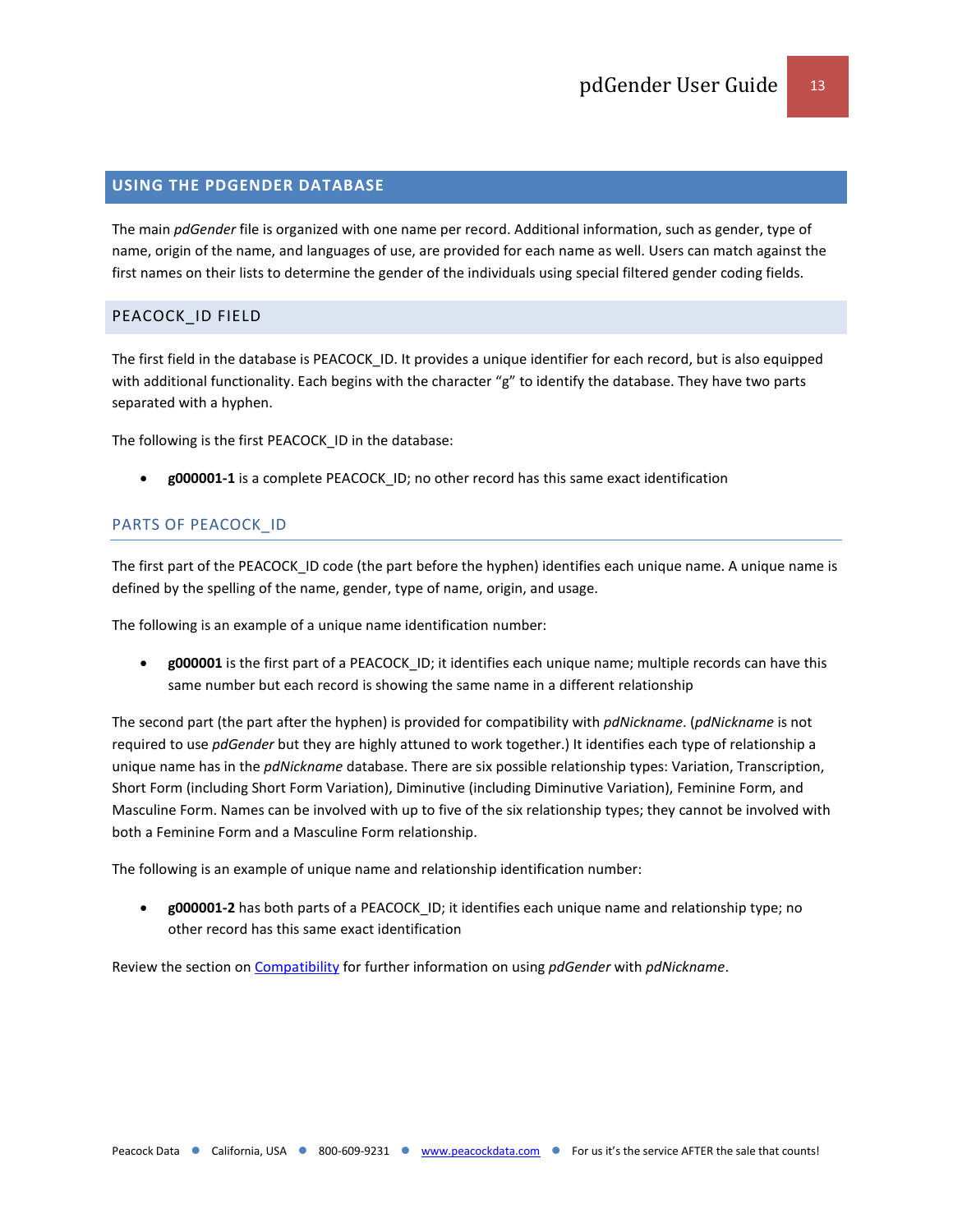## USING THE PDGENDER DATABASE

The main *pdGender* file is organized with one name per record. Additional information, such as gender, type of name, origin of the name, and languages of use, are provided for each name as well. Users can match against the first names on their lists to determine the gender of the individuals using special filtered gender coding fields.

### PEACOCK_ID FIELD

The first field in the database is PEACOCK_ID. It provides a unique identifier for each record, but is also equipped with additional functionality. Each begins with the character "g" to identify the database. They have two parts separated with a hyphen.

The following is the first PEACOCK_ID in the database:

- **g000001-1** is a complete PEACOCK_ID; no other record has this same exact identification

#### PARTS OF PEACOCK_ID

The first part of the PEACOCK_ID code (the part before the hyphen) identifies each unique name. A unique name is defined by the spelling of the name, gender, type of name, origin, and usage.

The following is an example of a unique name identification number:

- **g000001** is the first part of a PEACOCK_ID; it identifies each unique name; multiple records can have this same number but each record is showing the same name in a different relationship

The second part (the part after the hyphen) is provided for compatibility with *pdNickname*. (*pdNickname* is not required to use *pdGender* but they are highly attuned to work together.) It identifies each type of relationship a unique name has in the *pdNickname* database. There are six possible relationship types: Variation, Transcription, Short Form (including Short Form Variation), Diminutive (including Diminutive Variation), Feminine Form, and Masculine Form. Names can be involved with up to five of the six relationship types; they cannot be involved with both a Feminine Form and a Masculine Form relationship.

The following is an example of unique name and relationship identification number:

- **g000001-2** has both parts of a PEACOCK_ID; it identifies each unique name and relationship type; no other record has this same exact identification

Review the section on Compatibility for further information on using *pdGender* with *pdNickname*.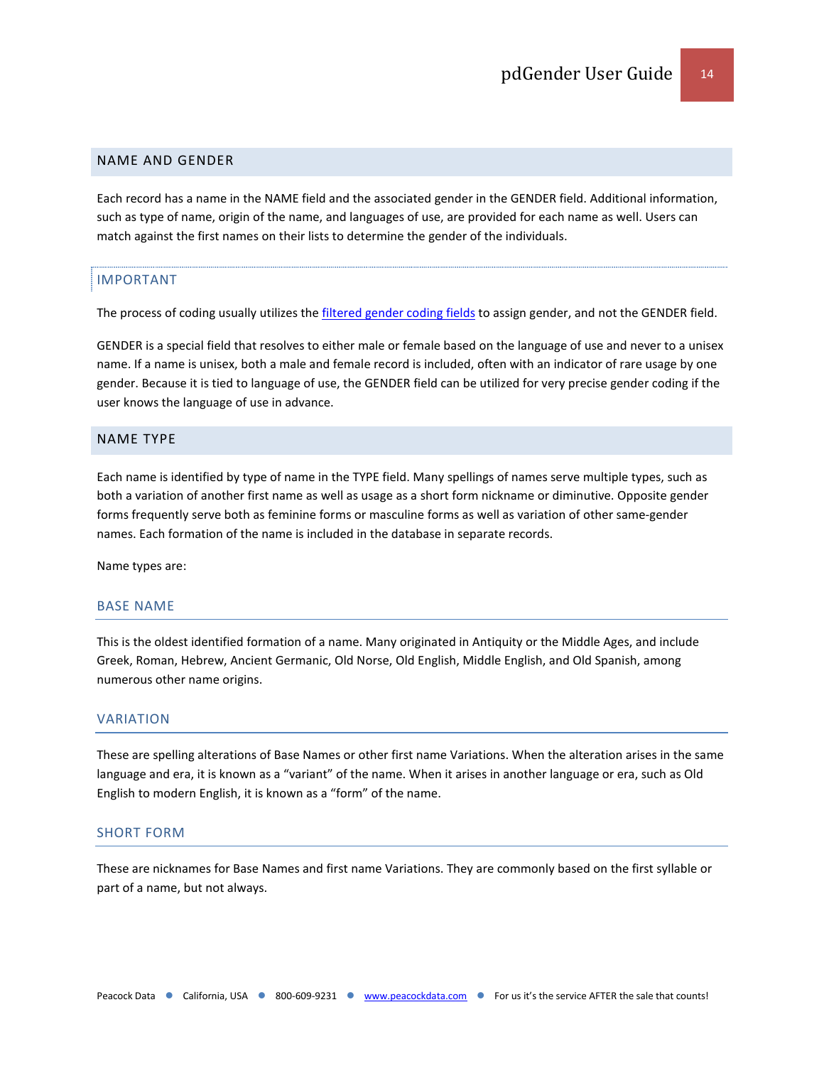## NAME AND GENDER

Each record has a name in the NAME field and the associated gender in the GENDER field. Additional information, such as type of name, origin of the name, and languages of use, are provided for each name as well. Users can match against the first names on their lists to determine the gender of the individuals.

### IMPORTANT

The process of coding usually utilizes the filtered gender coding fields to assign gender, and not the GENDER field.

GENDER is a special field that resolves to either male or female based on the language of use and never to a unisex name. If a name is unisex, both a male and female record is included, often with an indicator of rare usage by one gender. Because it is tied to language of use, the GENDER field can be utilized for very precise gender coding if the user knows the language of use in advance.

## NAME TYPE

Each name is identified by type of name in the TYPE field. Many spellings of names serve multiple types, such as both a variation of another first name as well as usage as a short form nickname or diminutive. Opposite gender forms frequently serve both as feminine forms or masculine forms as well as variation of other same-gender names. Each formation of the name is included in the database in separate records.

Name types are:

### BASE NAME

This is the oldest identified formation of a name. Many originated in Antiquity or the Middle Ages, and include Greek, Roman, Hebrew, Ancient Germanic, Old Norse, Old English, Middle English, and Old Spanish, among numerous other name origins.

### VARIATION

These are spelling alterations of Base Names or other first name Variations. When the alteration arises in the same language and era, it is known as a "variant" of the name. When it arises in another language or era, such as Old English to modern English, it is known as a "form" of the name.

### SHORT FORM

These are nicknames for Base Names and first name Variations. They are commonly based on the first syllable or part of a name, but not always.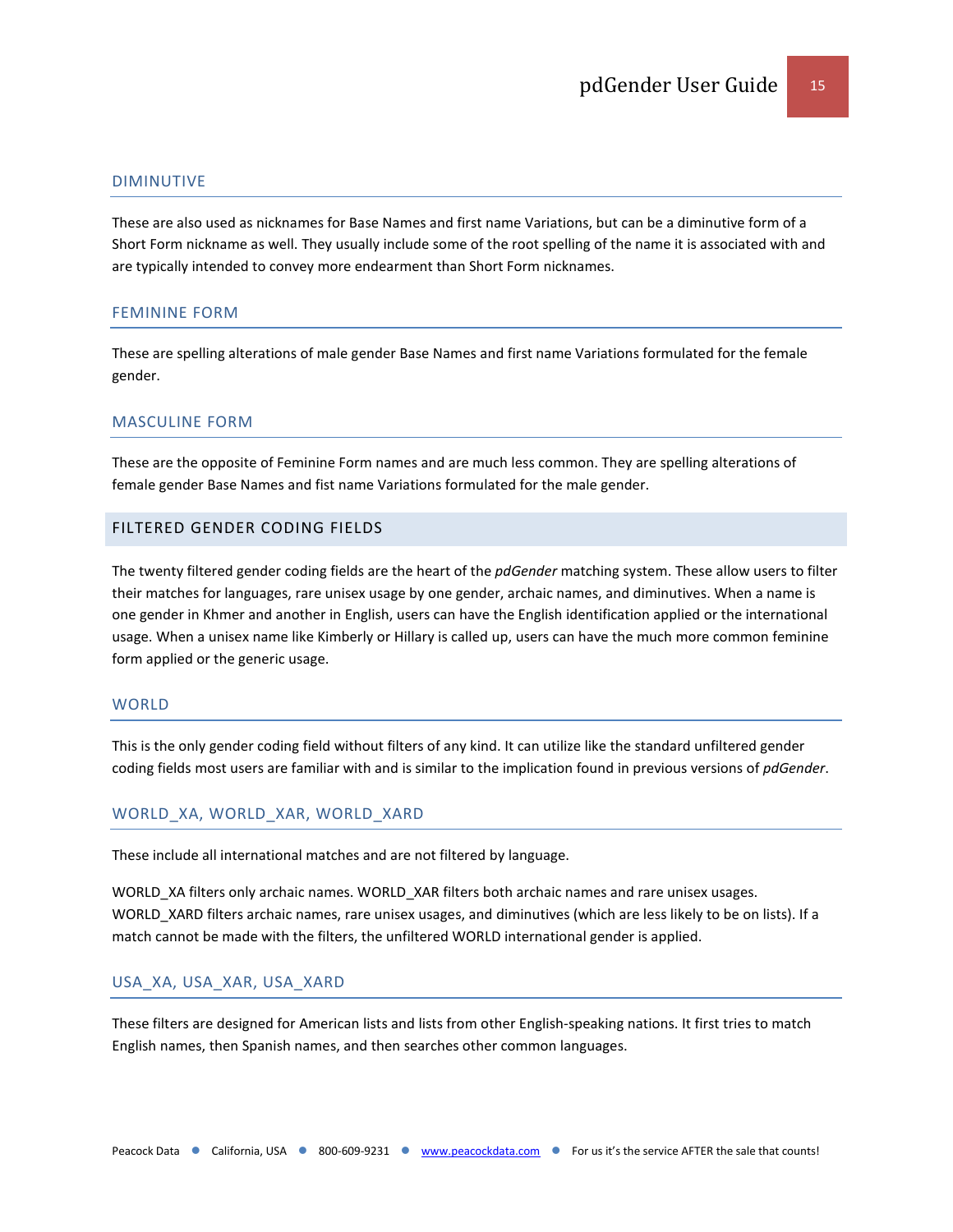### DIMINUTIVE

These are also used as nicknames for Base Names and first name Variations, but can be a diminutive form of a Short Form nickname as well. They usually include some of the root spelling of the name it is associated with and are typically intended to convey more endearment than Short Form nicknames.

### FEMININE FORM

These are spelling alterations of male gender Base Names and first name Variations formulated for the female gender.

### MASCULINE FORM

These are the opposite of Feminine Form names and are much less common. They are spelling alterations of female gender Base Names and fist name Variations formulated for the male gender.

## FILTERED GENDER CODING FIELDS

The twenty filtered gender coding fields are the heart of the *pdGender* matching system. These allow users to filter their matches for languages, rare unisex usage by one gender, archaic names, and diminutives. When a name is one gender in Khmer and another in English, users can have the English identification applied or the international usage. When a unisex name like Kimberly or Hillary is called up, users can have the much more common feminine form applied or the generic usage.

### WORLD

This is the only gender coding field without filters of any kind. It can utilize like the standard unfiltered gender coding fields most users are familiar with and is similar to the implication found in previous versions of *pdGender*.

### WORLD_XA, WORLD_XAR, WORLD_XARD

These include all international matches and are not filtered by language.

WORLD_XA filters only archaic names. WORLD_XAR filters both archaic names and rare unisex usages. WORLD_XARD filters archaic names, rare unisex usages, and diminutives (which are less likely to be on lists). If a match cannot be made with the filters, the unfiltered WORLD international gender is applied.

### USA_XA, USA_XAR, USA_XARD

These filters are designed for American lists and lists from other English-speaking nations. It first tries to match English names, then Spanish names, and then searches other common languages.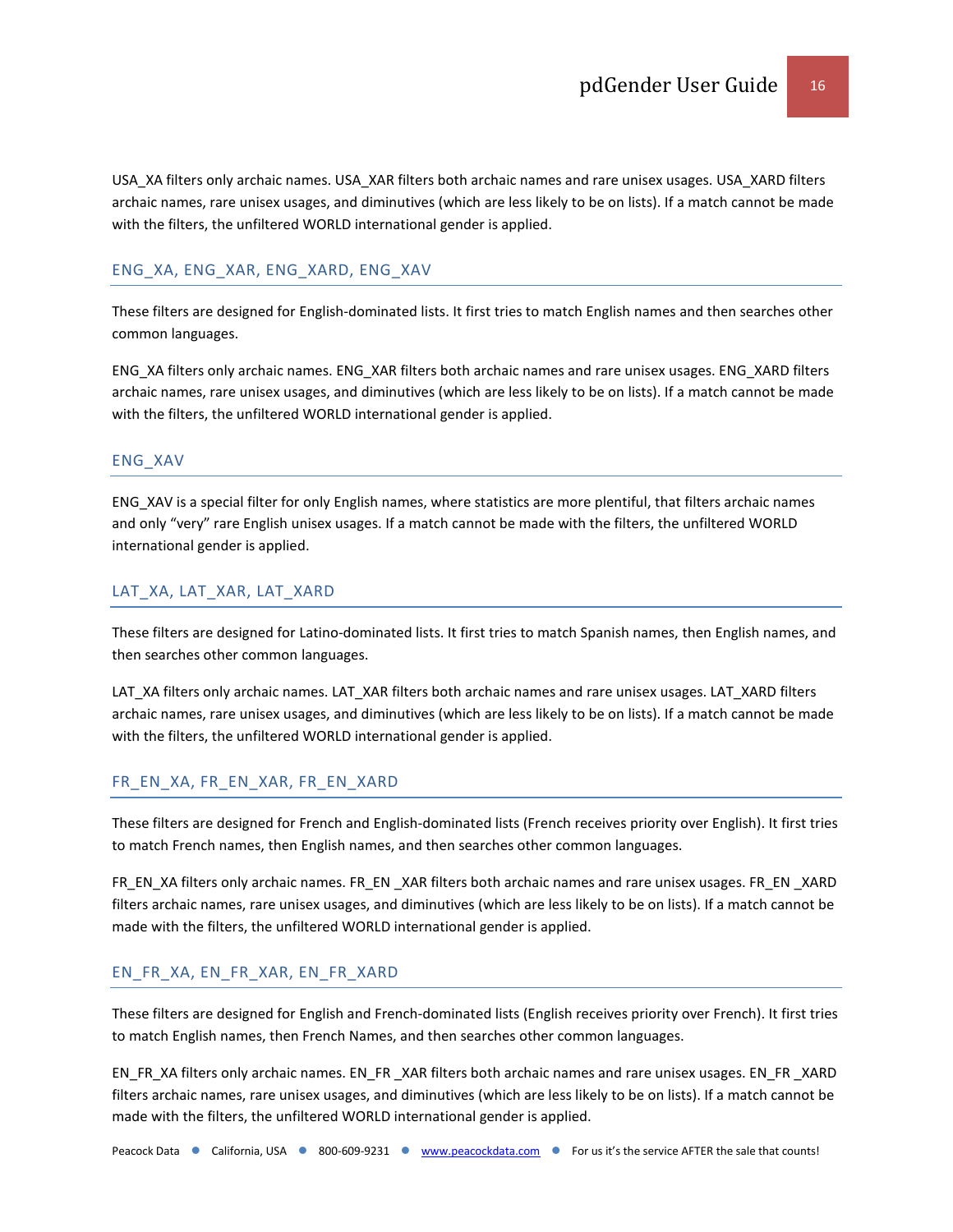USA_XA filters only archaic names. USA_XAR filters both archaic names and rare unisex usages. USA_XARD filters archaic names, rare unisex usages, and diminutives (which are less likely to be on lists). If a match cannot be made with the filters, the unfiltered WORLD international gender is applied.

## ENG_XA, ENG_XAR, ENG_XARD, ENG_XAV

These filters are designed for English-dominated lists. It first tries to match English names and then searches other common languages.

ENG_XA filters only archaic names. ENG_XAR filters both archaic names and rare unisex usages. ENG_XARD filters archaic names, rare unisex usages, and diminutives (which are less likely to be on lists). If a match cannot be made with the filters, the unfiltered WORLD international gender is applied.

## ENG_XAV

ENG_XAV is a special filter for only English names, where statistics are more plentiful, that filters archaic names and only "very" rare English unisex usages. If a match cannot be made with the filters, the unfiltered WORLD international gender is applied.

## LAT_XA, LAT_XAR, LAT_XARD

These filters are designed for Latino-dominated lists. It first tries to match Spanish names, then English names, and then searches other common languages.

LAT_XA filters only archaic names. LAT_XAR filters both archaic names and rare unisex usages. LAT_XARD filters archaic names, rare unisex usages, and diminutives (which are less likely to be on lists). If a match cannot be made with the filters, the unfiltered WORLD international gender is applied.

## FR_EN_XA, FR_EN_XAR, FR_EN_XARD

These filters are designed for French and English-dominated lists (French receives priority over English). It first tries to match French names, then English names, and then searches other common languages.

FR_EN_XA filters only archaic names. FR_EN _XAR filters both archaic names and rare unisex usages. FR_EN _XARD filters archaic names, rare unisex usages, and diminutives (which are less likely to be on lists). If a match cannot be made with the filters, the unfiltered WORLD international gender is applied.

## EN_FR_XA, EN_FR_XAR, EN_FR_XARD

These filters are designed for English and French-dominated lists (English receives priority over French). It first tries to match English names, then French Names, and then searches other common languages.

EN_FR_XA filters only archaic names. EN_FR _XAR filters both archaic names and rare unisex usages. EN_FR _XARD filters archaic names, rare unisex usages, and diminutives (which are less likely to be on lists). If a match cannot be made with the filters, the unfiltered WORLD international gender is applied.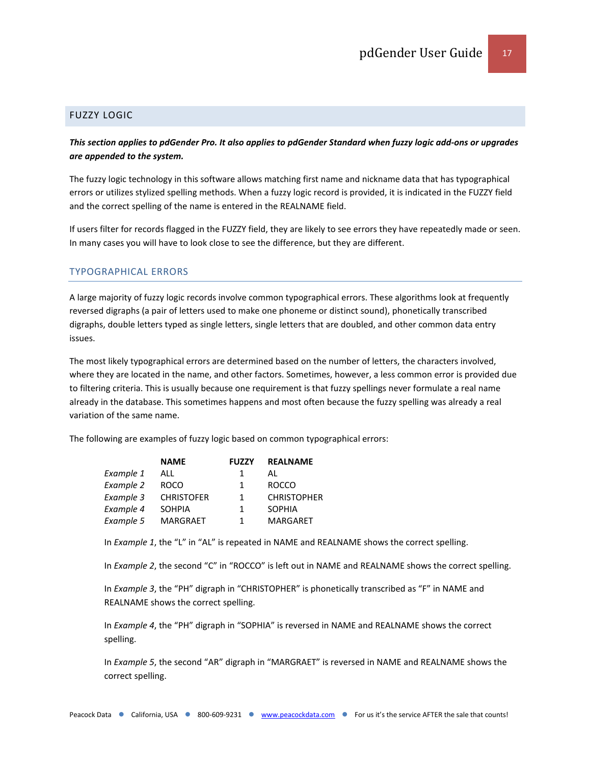## FUZZY LOGIC

***This section applies to pdGender Pro. It also applies to pdGender Standard when fuzzy logic add-ons or upgrades are appended to the system.***

The fuzzy logic technology in this software allows matching first name and nickname data that has typographical errors or utilizes stylized spelling methods. When a fuzzy logic record is provided, it is indicated in the FUZZY field and the correct spelling of the name is entered in the REALNAME field.

If users filter for records flagged in the FUZZY field, they are likely to see errors they have repeatedly made or seen. In many cases you will have to look close to see the difference, but they are different.

### TYPOGRAPHICAL ERRORS

A large majority of fuzzy logic records involve common typographical errors. These algorithms look at frequently reversed digraphs (a pair of letters used to make one phoneme or distinct sound), phonetically transcribed digraphs, double letters typed as single letters, single letters that are doubled, and other common data entry issues.

The most likely typographical errors are determined based on the number of letters, the characters involved, where they are located in the name, and other factors. Sometimes, however, a less common error is provided due to filtering criteria. This is usually because one requirement is that fuzzy spellings never formulate a real name already in the database. This sometimes happens and most often because the fuzzy spelling was already a real variation of the same name.

The following are examples of fuzzy logic based on common typographical errors:

| | **NAME** | **FUZZY** | **REALNAME** |
|---|---|---|---|
| *Example 1* | ALL | 1 | AL |
| *Example 2* | ROCO | 1 | ROCCO |
| *Example 3* | CHRISTOFER | 1 | CHRISTOPHER |
| *Example 4* | SOHPIA | 1 | SOPHIA |
| *Example 5* | MARGRAET | 1 | MARGARET |

In *Example 1*, the “L” in “AL” is repeated in NAME and REALNAME shows the correct spelling.

In *Example 2*, the second “C” in “ROCCO” is left out in NAME and REALNAME shows the correct spelling.

In *Example 3*, the “PH” digraph in “CHRISTOPHER” is phonetically transcribed as “F” in NAME and REALNAME shows the correct spelling.

In *Example 4*, the “PH” digraph in “SOPHIA” is reversed in NAME and REALNAME shows the correct spelling.

In *Example 5*, the second “AR” digraph in “MARGRAET” is reversed in NAME and REALNAME shows the correct spelling.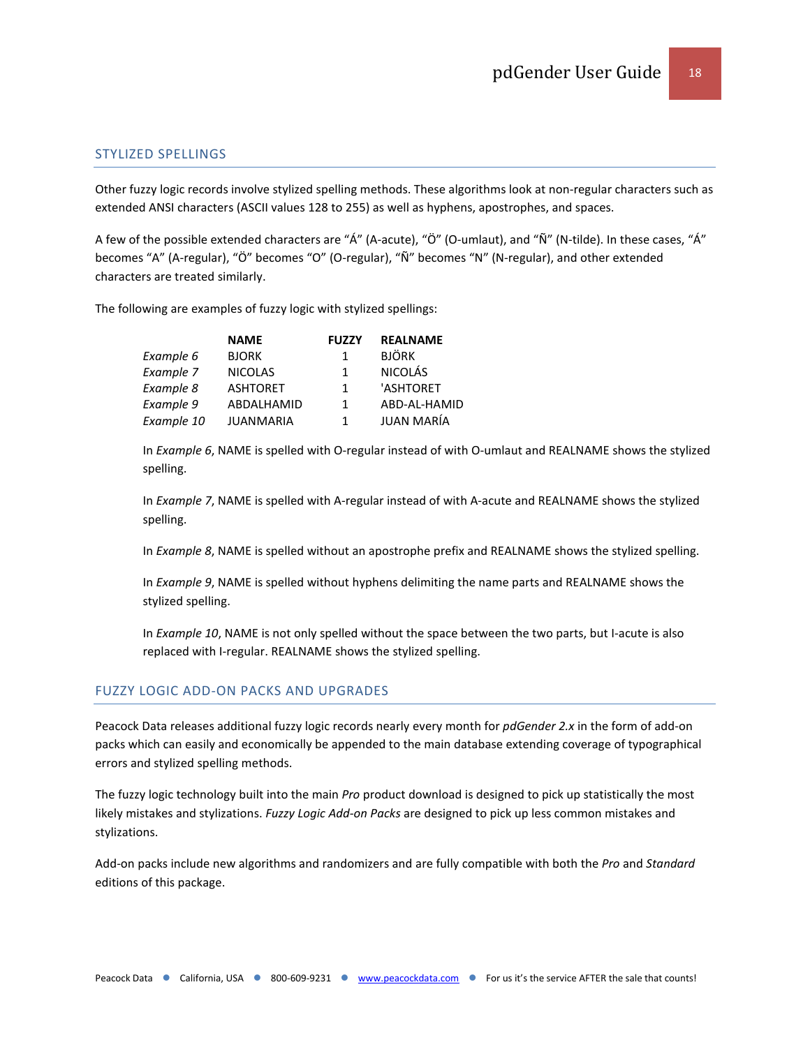## STYLIZED SPELLINGS

Other fuzzy logic records involve stylized spelling methods. These algorithms look at non-regular characters such as extended ANSI characters (ASCII values 128 to 255) as well as hyphens, apostrophes, and spaces.

A few of the possible extended characters are “Á” (A-acute), “Ö” (O-umlaut), and “Ñ” (N-tilde). In these cases, “Á” becomes “A” (A-regular), “Ö” becomes “O” (O-regular), “Ñ” becomes “N” (N-regular), and other extended characters are treated similarly.

The following are examples of fuzzy logic with stylized spellings:

| | NAME | FUZZY | REALNAME |
|---|---|---|---|
| *Example 6* | BJORK | 1 | BJÖRK |
| *Example 7* | NICOLAS | 1 | NICOLÁS |
| *Example 8* | ASHTORET | 1 | 'ASHTORET |
| *Example 9* | ABDALHAMID | 1 | ABD-AL-HAMID |
| *Example 10* | JUANMARIA | 1 | JUAN MARÍA |

In *Example 6*, NAME is spelled with O-regular instead of with O-umlaut and REALNAME shows the stylized spelling.

In *Example 7*, NAME is spelled with A-regular instead of with A-acute and REALNAME shows the stylized spelling.

In *Example 8*, NAME is spelled without an apostrophe prefix and REALNAME shows the stylized spelling.

In *Example 9*, NAME is spelled without hyphens delimiting the name parts and REALNAME shows the stylized spelling.

In *Example 10*, NAME is not only spelled without the space between the two parts, but I-acute is also replaced with I-regular. REALNAME shows the stylized spelling.

## FUZZY LOGIC ADD-ON PACKS AND UPGRADES

Peacock Data releases additional fuzzy logic records nearly every month for *pdGender 2.x* in the form of add-on packs which can easily and economically be appended to the main database extending coverage of typographical errors and stylized spelling methods.

The fuzzy logic technology built into the main *Pro* product download is designed to pick up statistically the most likely mistakes and stylizations. *Fuzzy Logic Add-on Packs* are designed to pick up less common mistakes and stylizations.

Add-on packs include new algorithms and randomizers and are fully compatible with both the *Pro* and *Standard* editions of this package.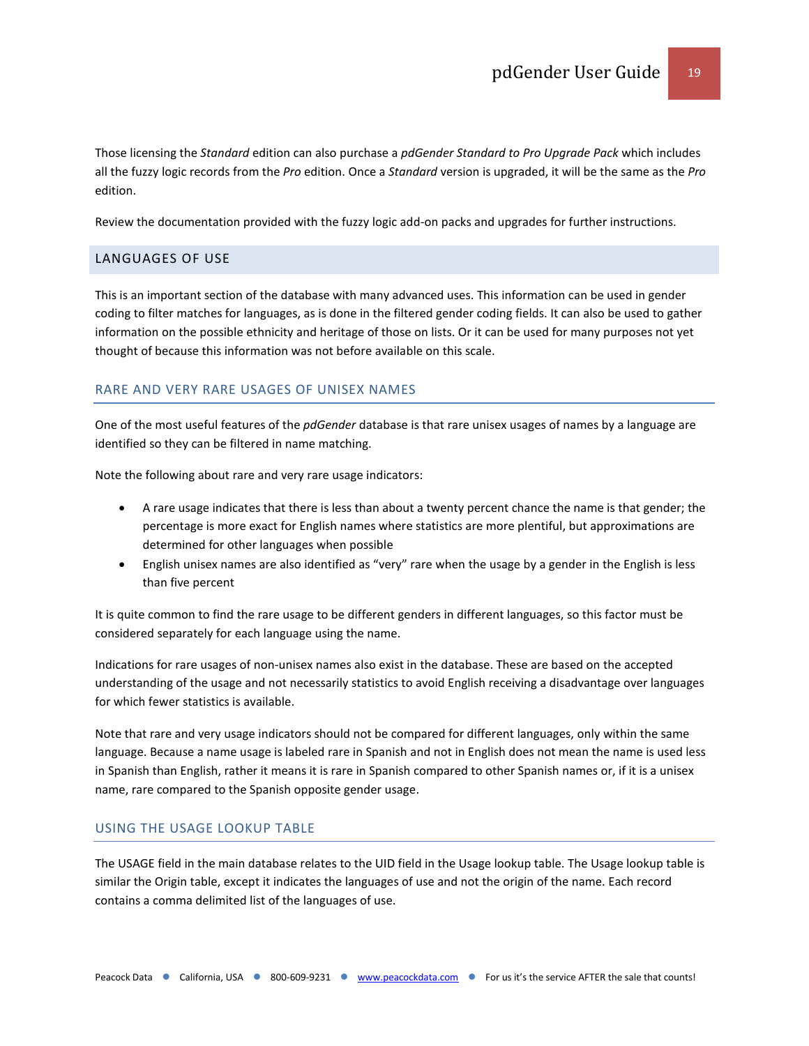Those licensing the *Standard* edition can also purchase a *pdGender Standard to Pro Upgrade Pack* which includes all the fuzzy logic records from the *Pro* edition. Once a *Standard* version is upgraded, it will be the same as the *Pro* edition.

Review the documentation provided with the fuzzy logic add-on packs and upgrades for further instructions.

## LANGUAGES OF USE

This is an important section of the database with many advanced uses. This information can be used in gender coding to filter matches for languages, as is done in the filtered gender coding fields. It can also be used to gather information on the possible ethnicity and heritage of those on lists. Or it can be used for many purposes not yet thought of because this information was not before available on this scale.

### RARE AND VERY RARE USAGES OF UNISEX NAMES

One of the most useful features of the *pdGender* database is that rare unisex usages of names by a language are identified so they can be filtered in name matching.

Note the following about rare and very rare usage indicators:

- A rare usage indicates that there is less than about a twenty percent chance the name is that gender; the percentage is more exact for English names where statistics are more plentiful, but approximations are determined for other languages when possible
- English unisex names are also identified as "very" rare when the usage by a gender in the English is less than five percent

It is quite common to find the rare usage to be different genders in different languages, so this factor must be considered separately for each language using the name.

Indications for rare usages of non-unisex names also exist in the database. These are based on the accepted understanding of the usage and not necessarily statistics to avoid English receiving a disadvantage over languages for which fewer statistics is available.

Note that rare and very usage indicators should not be compared for different languages, only within the same language. Because a name usage is labeled rare in Spanish and not in English does not mean the name is used less in Spanish than English, rather it means it is rare in Spanish compared to other Spanish names or, if it is a unisex name, rare compared to the Spanish opposite gender usage.

### USING THE USAGE LOOKUP TABLE

The USAGE field in the main database relates to the UID field in the Usage lookup table. The Usage lookup table is similar the Origin table, except it indicates the languages of use and not the origin of the name. Each record contains a comma delimited list of the languages of use.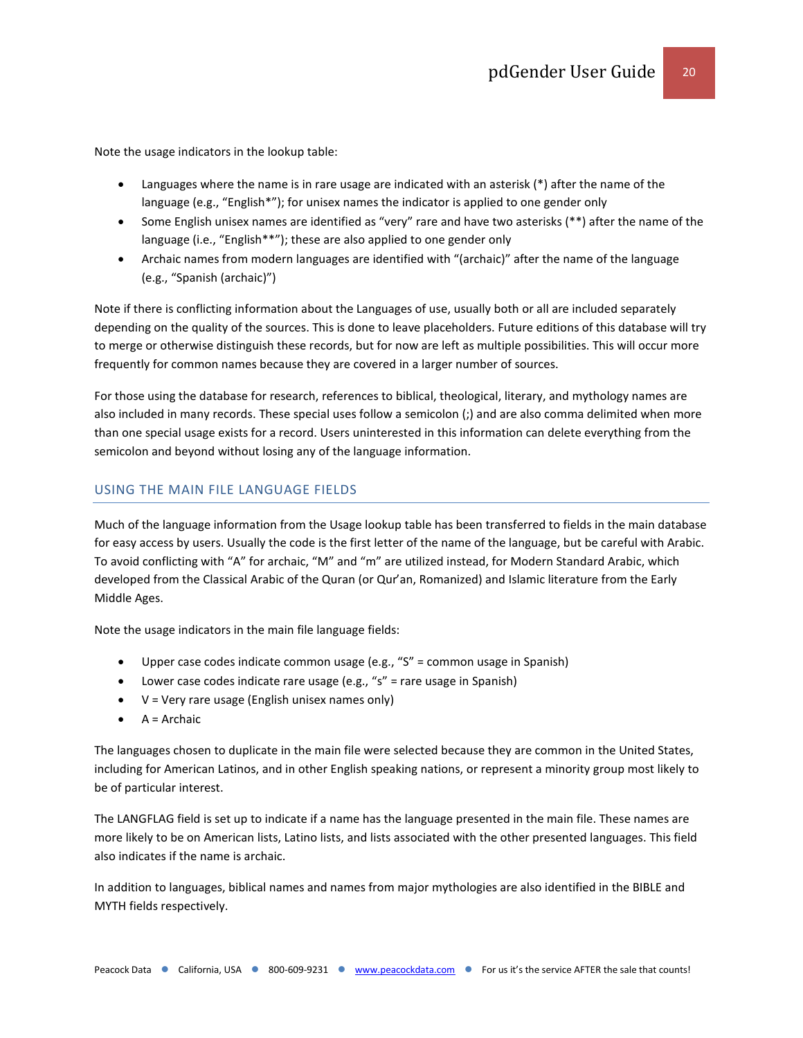Note the usage indicators in the lookup table:

- Languages where the name is in rare usage are indicated with an asterisk (*) after the name of the language (e.g., "English*"); for unisex names the indicator is applied to one gender only
- Some English unisex names are identified as "very" rare and have two asterisks (**) after the name of the language (i.e., "English**"); these are also applied to one gender only
- Archaic names from modern languages are identified with "(archaic)" after the name of the language (e.g., "Spanish (archaic)")

Note if there is conflicting information about the Languages of use, usually both or all are included separately depending on the quality of the sources. This is done to leave placeholders. Future editions of this database will try to merge or otherwise distinguish these records, but for now are left as multiple possibilities. This will occur more frequently for common names because they are covered in a larger number of sources.

For those using the database for research, references to biblical, theological, literary, and mythology names are also included in many records. These special uses follow a semicolon (;) and are also comma delimited when more than one special usage exists for a record. Users uninterested in this information can delete everything from the semicolon and beyond without losing any of the language information.

## USING THE MAIN FILE LANGUAGE FIELDS

Much of the language information from the Usage lookup table has been transferred to fields in the main database for easy access by users. Usually the code is the first letter of the name of the language, but be careful with Arabic. To avoid conflicting with "A" for archaic, "M" and "m" are utilized instead, for Modern Standard Arabic, which developed from the Classical Arabic of the Quran (or Qur'an, Romanized) and Islamic literature from the Early Middle Ages.

Note the usage indicators in the main file language fields:

- Upper case codes indicate common usage (e.g., "S" = common usage in Spanish)
- Lower case codes indicate rare usage (e.g., "s" = rare usage in Spanish)
- V = Very rare usage (English unisex names only)
- A = Archaic

The languages chosen to duplicate in the main file were selected because they are common in the United States, including for American Latinos, and in other English speaking nations, or represent a minority group most likely to be of particular interest.

The LANGFLAG field is set up to indicate if a name has the language presented in the main file. These names are more likely to be on American lists, Latino lists, and lists associated with the other presented languages. This field also indicates if the name is archaic.

In addition to languages, biblical names and names from major mythologies are also identified in the BIBLE and MYTH fields respectively.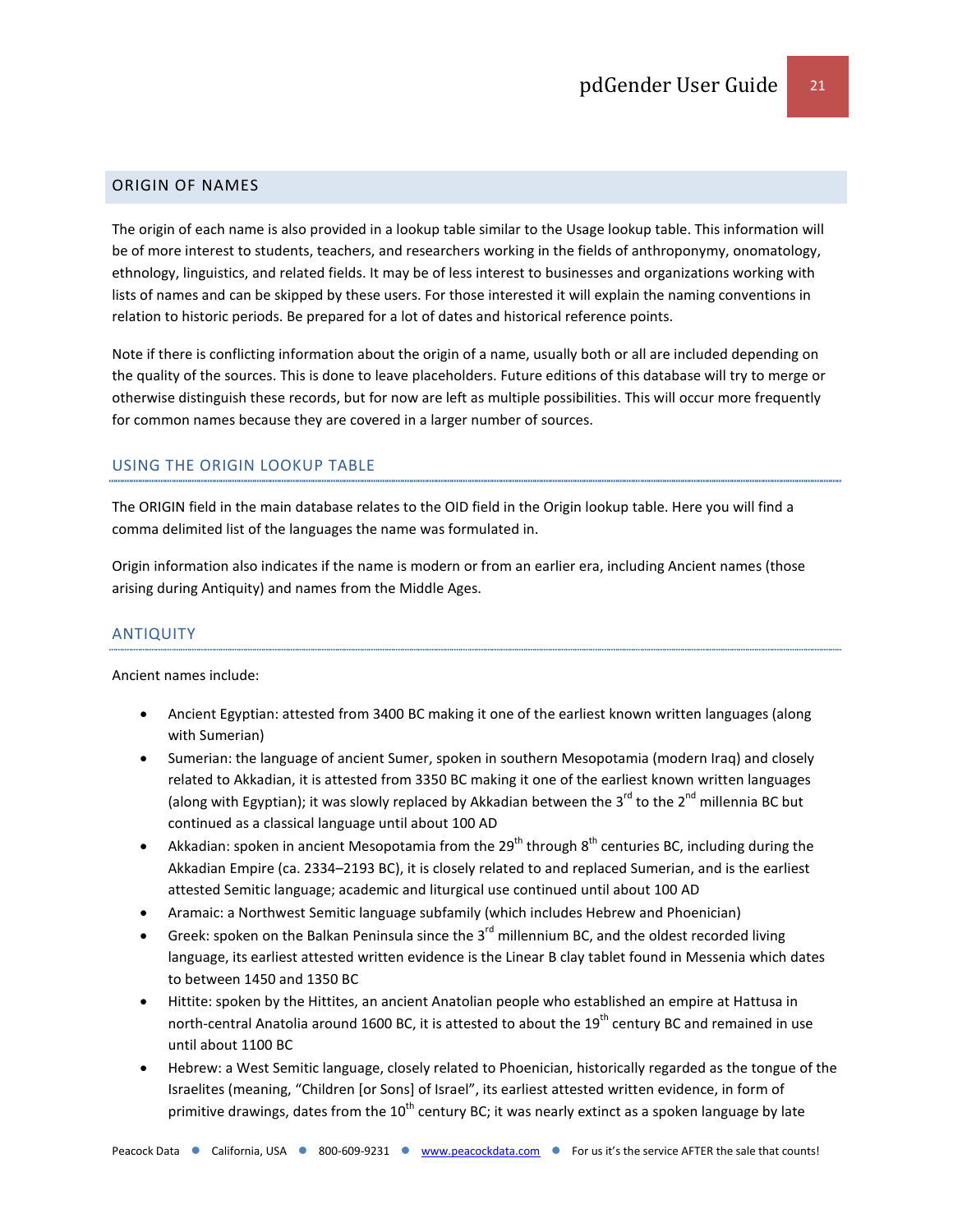## ORIGIN OF NAMES

The origin of each name is also provided in a lookup table similar to the Usage lookup table. This information will be of more interest to students, teachers, and researchers working in the fields of anthroponymy, onomatology, ethnology, linguistics, and related fields. It may be of less interest to businesses and organizations working with lists of names and can be skipped by these users. For those interested it will explain the naming conventions in relation to historic periods. Be prepared for a lot of dates and historical reference points.

Note if there is conflicting information about the origin of a name, usually both or all are included depending on the quality of the sources. This is done to leave placeholders. Future editions of this database will try to merge or otherwise distinguish these records, but for now are left as multiple possibilities. This will occur more frequently for common names because they are covered in a larger number of sources.

### USING THE ORIGIN LOOKUP TABLE

The ORIGIN field in the main database relates to the OID field in the Origin lookup table. Here you will find a comma delimited list of the languages the name was formulated in.

Origin information also indicates if the name is modern or from an earlier era, including Ancient names (those arising during Antiquity) and names from the Middle Ages.

### ANTIQUITY

Ancient names include:

- Ancient Egyptian: attested from 3400 BC making it one of the earliest known written languages (along with Sumerian)
- Sumerian: the language of ancient Sumer, spoken in southern Mesopotamia (modern Iraq) and closely related to Akkadian, it is attested from 3350 BC making it one of the earliest known written languages (along with Egyptian); it was slowly replaced by Akkadian between the 3rd to the 2nd millennia BC but continued as a classical language until about 100 AD
- Akkadian: spoken in ancient Mesopotamia from the 29th through 8th centuries BC, including during the Akkadian Empire (ca. 2334–2193 BC), it is closely related to and replaced Sumerian, and is the earliest attested Semitic language; academic and liturgical use continued until about 100 AD
- Aramaic: a Northwest Semitic language subfamily (which includes Hebrew and Phoenician)
- Greek: spoken on the Balkan Peninsula since the 3rd millennium BC, and the oldest recorded living language, its earliest attested written evidence is the Linear B clay tablet found in Messenia which dates to between 1450 and 1350 BC
- Hittite: spoken by the Hittites, an ancient Anatolian people who established an empire at Hattusa in north-central Anatolia around 1600 BC, it is attested to about the 19th century BC and remained in use until about 1100 BC
- Hebrew: a West Semitic language, closely related to Phoenician, historically regarded as the tongue of the Israelites (meaning, “Children [or Sons] of Israel”, its earliest attested written evidence, in form of primitive drawings, dates from the 10th century BC; it was nearly extinct as a spoken language by late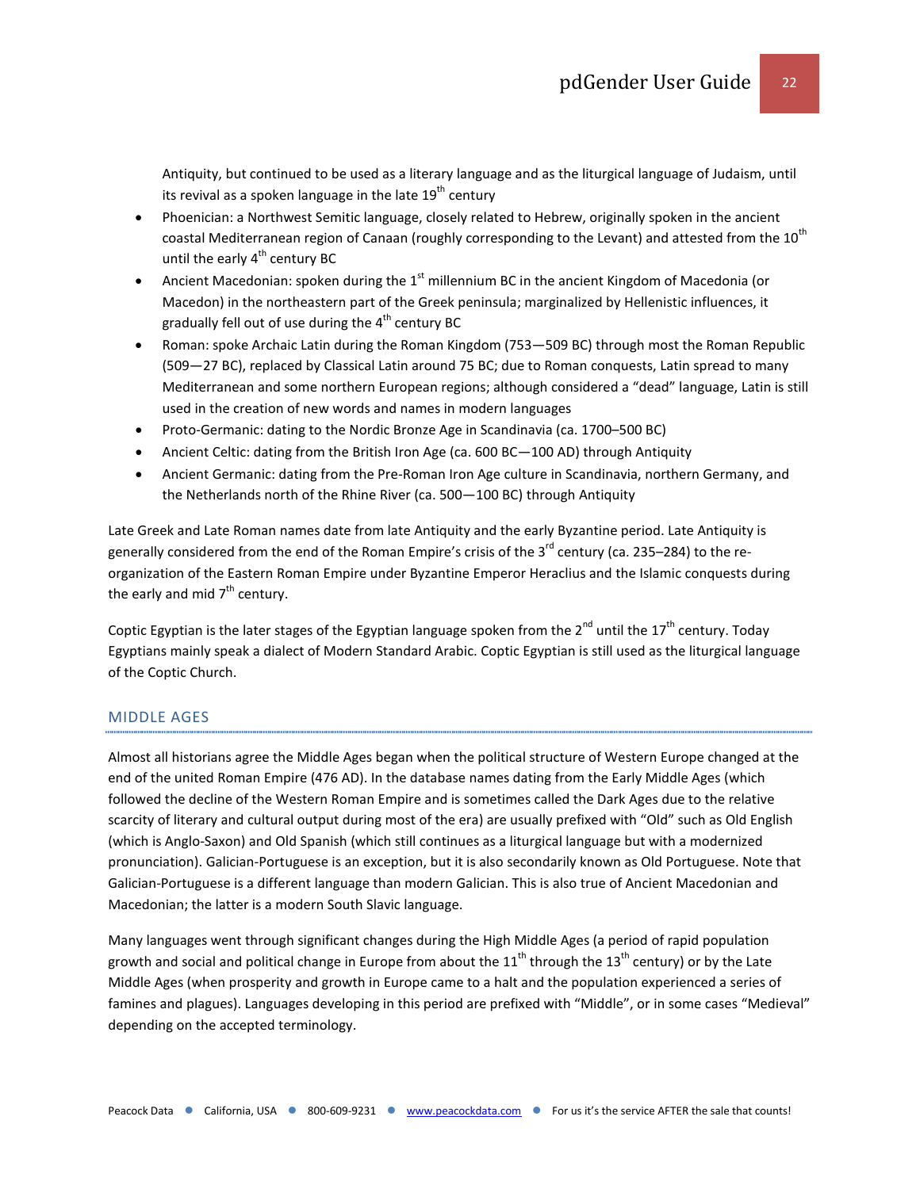Antiquity, but continued to be used as a literary language and as the liturgical language of Judaism, until its revival as a spoken language in the late 19th century

- Phoenician: a Northwest Semitic language, closely related to Hebrew, originally spoken in the ancient coastal Mediterranean region of Canaan (roughly corresponding to the Levant) and attested from the 10th until the early 4th century BC
- Ancient Macedonian: spoken during the 1st millennium BC in the ancient Kingdom of Macedonia (or Macedon) in the northeastern part of the Greek peninsula; marginalized by Hellenistic influences, it gradually fell out of use during the 4th century BC
- Roman: spoke Archaic Latin during the Roman Kingdom (753—509 BC) through most the Roman Republic (509—27 BC), replaced by Classical Latin around 75 BC; due to Roman conquests, Latin spread to many Mediterranean and some northern European regions; although considered a "dead" language, Latin is still used in the creation of new words and names in modern languages
- Proto-Germanic: dating to the Nordic Bronze Age in Scandinavia (ca. 1700–500 BC)
- Ancient Celtic: dating from the British Iron Age (ca. 600 BC—100 AD) through Antiquity
- Ancient Germanic: dating from the Pre-Roman Iron Age culture in Scandinavia, northern Germany, and the Netherlands north of the Rhine River (ca. 500—100 BC) through Antiquity

Late Greek and Late Roman names date from late Antiquity and the early Byzantine period. Late Antiquity is generally considered from the end of the Roman Empire's crisis of the 3rd century (ca. 235–284) to the re-organization of the Eastern Roman Empire under Byzantine Emperor Heraclius and the Islamic conquests during the early and mid 7th century.

Coptic Egyptian is the later stages of the Egyptian language spoken from the 2nd until the 17th century. Today Egyptians mainly speak a dialect of Modern Standard Arabic. Coptic Egyptian is still used as the liturgical language of the Coptic Church.

## MIDDLE AGES

Almost all historians agree the Middle Ages began when the political structure of Western Europe changed at the end of the united Roman Empire (476 AD). In the database names dating from the Early Middle Ages (which followed the decline of the Western Roman Empire and is sometimes called the Dark Ages due to the relative scarcity of literary and cultural output during most of the era) are usually prefixed with "Old" such as Old English (which is Anglo-Saxon) and Old Spanish (which still continues as a liturgical language but with a modernized pronunciation). Galician-Portuguese is an exception, but it is also secondarily known as Old Portuguese. Note that Galician-Portuguese is a different language than modern Galician. This is also true of Ancient Macedonian and Macedonian; the latter is a modern South Slavic language.

Many languages went through significant changes during the High Middle Ages (a period of rapid population growth and social and political change in Europe from about the 11th through the 13th century) or by the Late Middle Ages (when prosperity and growth in Europe came to a halt and the population experienced a series of famines and plagues). Languages developing in this period are prefixed with "Middle", or in some cases "Medieval" depending on the accepted terminology.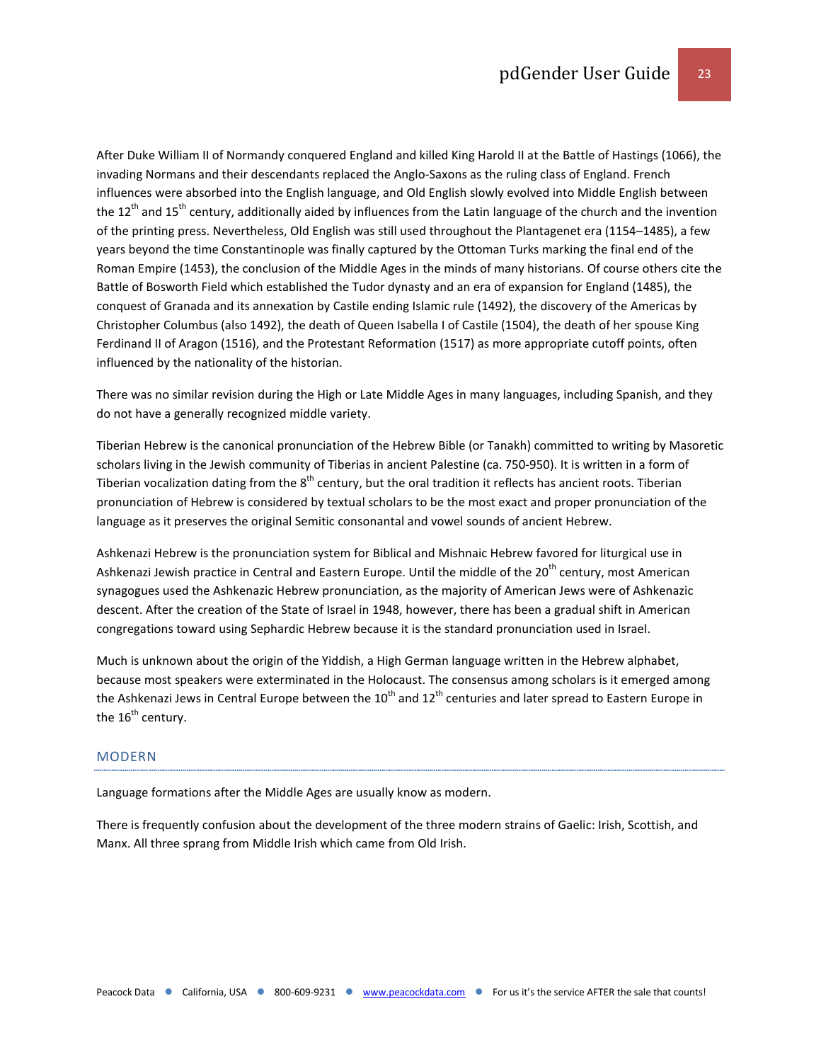After Duke William II of Normandy conquered England and killed King Harold II at the Battle of Hastings (1066), the invading Normans and their descendants replaced the Anglo-Saxons as the ruling class of England. French influences were absorbed into the English language, and Old English slowly evolved into Middle English between the 12th and 15th century, additionally aided by influences from the Latin language of the church and the invention of the printing press. Nevertheless, Old English was still used throughout the Plantagenet era (1154–1485), a few years beyond the time Constantinople was finally captured by the Ottoman Turks marking the final end of the Roman Empire (1453), the conclusion of the Middle Ages in the minds of many historians. Of course others cite the Battle of Bosworth Field which established the Tudor dynasty and an era of expansion for England (1485), the conquest of Granada and its annexation by Castile ending Islamic rule (1492), the discovery of the Americas by Christopher Columbus (also 1492), the death of Queen Isabella I of Castile (1504), the death of her spouse King Ferdinand II of Aragon (1516), and the Protestant Reformation (1517) as more appropriate cutoff points, often influenced by the nationality of the historian.

There was no similar revision during the High or Late Middle Ages in many languages, including Spanish, and they do not have a generally recognized middle variety.

Tiberian Hebrew is the canonical pronunciation of the Hebrew Bible (or Tanakh) committed to writing by Masoretic scholars living in the Jewish community of Tiberias in ancient Palestine (ca. 750-950). It is written in a form of Tiberian vocalization dating from the 8th century, but the oral tradition it reflects has ancient roots. Tiberian pronunciation of Hebrew is considered by textual scholars to be the most exact and proper pronunciation of the language as it preserves the original Semitic consonantal and vowel sounds of ancient Hebrew.

Ashkenazi Hebrew is the pronunciation system for Biblical and Mishnaic Hebrew favored for liturgical use in Ashkenazi Jewish practice in Central and Eastern Europe. Until the middle of the 20th century, most American synagogues used the Ashkenazic Hebrew pronunciation, as the majority of American Jews were of Ashkenazic descent. After the creation of the State of Israel in 1948, however, there has been a gradual shift in American congregations toward using Sephardic Hebrew because it is the standard pronunciation used in Israel.

Much is unknown about the origin of the Yiddish, a High German language written in the Hebrew alphabet, because most speakers were exterminated in the Holocaust. The consensus among scholars is it emerged among the Ashkenazi Jews in Central Europe between the 10th and 12th centuries and later spread to Eastern Europe in the 16th century.

## MODERN

Language formations after the Middle Ages are usually know as modern.

There is frequently confusion about the development of the three modern strains of Gaelic: Irish, Scottish, and Manx. All three sprang from Middle Irish which came from Old Irish.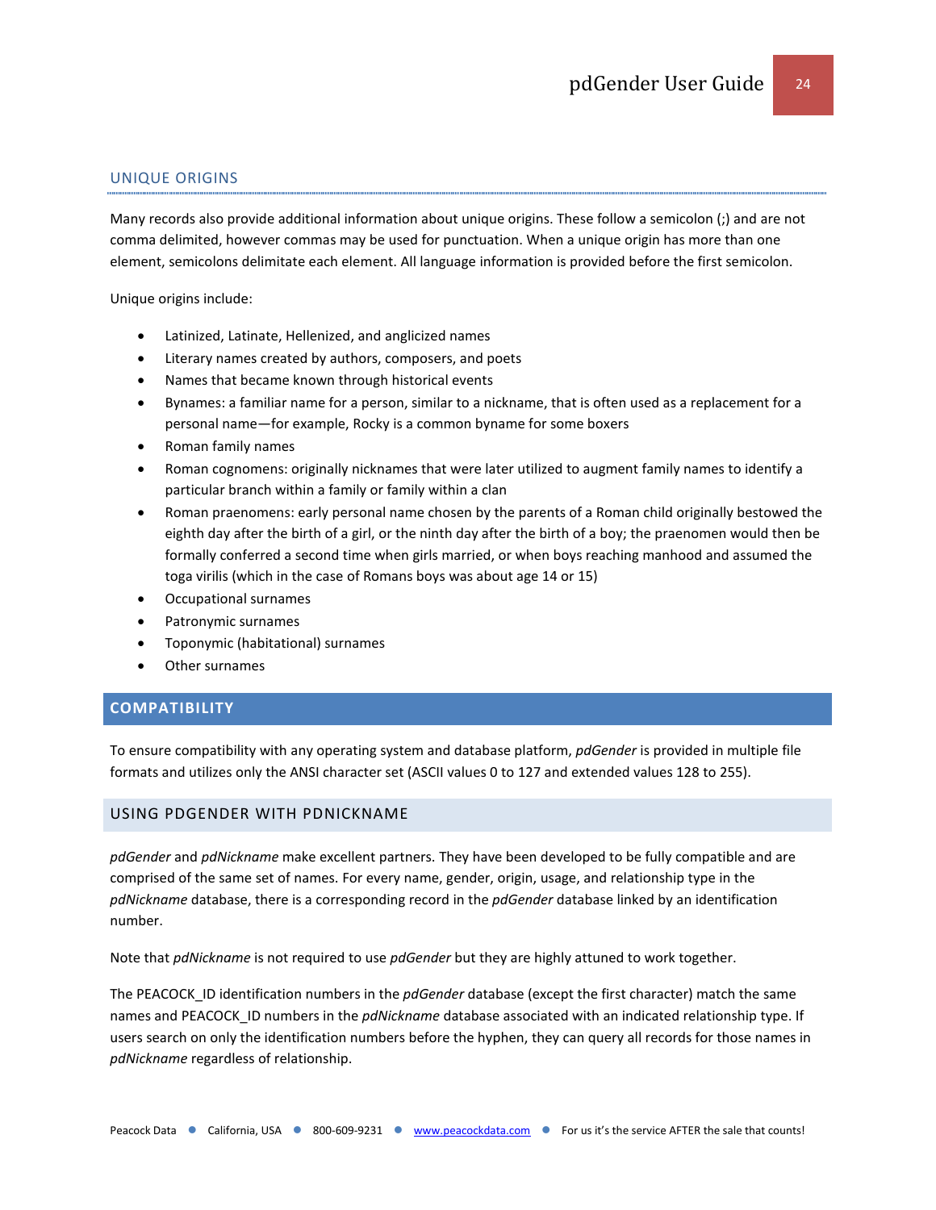### UNIQUE ORIGINS

Many records also provide additional information about unique origins. These follow a semicolon (;) and are not comma delimited, however commas may be used for punctuation. When a unique origin has more than one element, semicolons delimitate each element. All language information is provided before the first semicolon.

Unique origins include:

- Latinized, Latinate, Hellenized, and anglicized names
- Literary names created by authors, composers, and poets
- Names that became known through historical events
- Bynames: a familiar name for a person, similar to a nickname, that is often used as a replacement for a personal name—for example, Rocky is a common byname for some boxers
- Roman family names
- Roman cognomens: originally nicknames that were later utilized to augment family names to identify a particular branch within a family or family within a clan
- Roman praenomens: early personal name chosen by the parents of a Roman child originally bestowed the eighth day after the birth of a girl, or the ninth day after the birth of a boy; the praenomen would then be formally conferred a second time when girls married, or when boys reaching manhood and assumed the toga virilis (which in the case of Romans boys was about age 14 or 15)
- Occupational surnames
- Patronymic surnames
- Toponymic (habitational) surnames
- Other surnames

## COMPATIBILITY

To ensure compatibility with any operating system and database platform, *pdGender* is provided in multiple file formats and utilizes only the ANSI character set (ASCII values 0 to 127 and extended values 128 to 255).

### USING PDGENDER WITH PDNICKNAME

*pdGender* and *pdNickname* make excellent partners. They have been developed to be fully compatible and are comprised of the same set of names. For every name, gender, origin, usage, and relationship type in the *pdNickname* database, there is a corresponding record in the *pdGender* database linked by an identification number.

Note that *pdNickname* is not required to use *pdGender* but they are highly attuned to work together.

The PEACOCK_ID identification numbers in the *pdGender* database (except the first character) match the same names and PEACOCK_ID numbers in the *pdNickname* database associated with an indicated relationship type. If users search on only the identification numbers before the hyphen, they can query all records for those names in *pdNickname* regardless of relationship.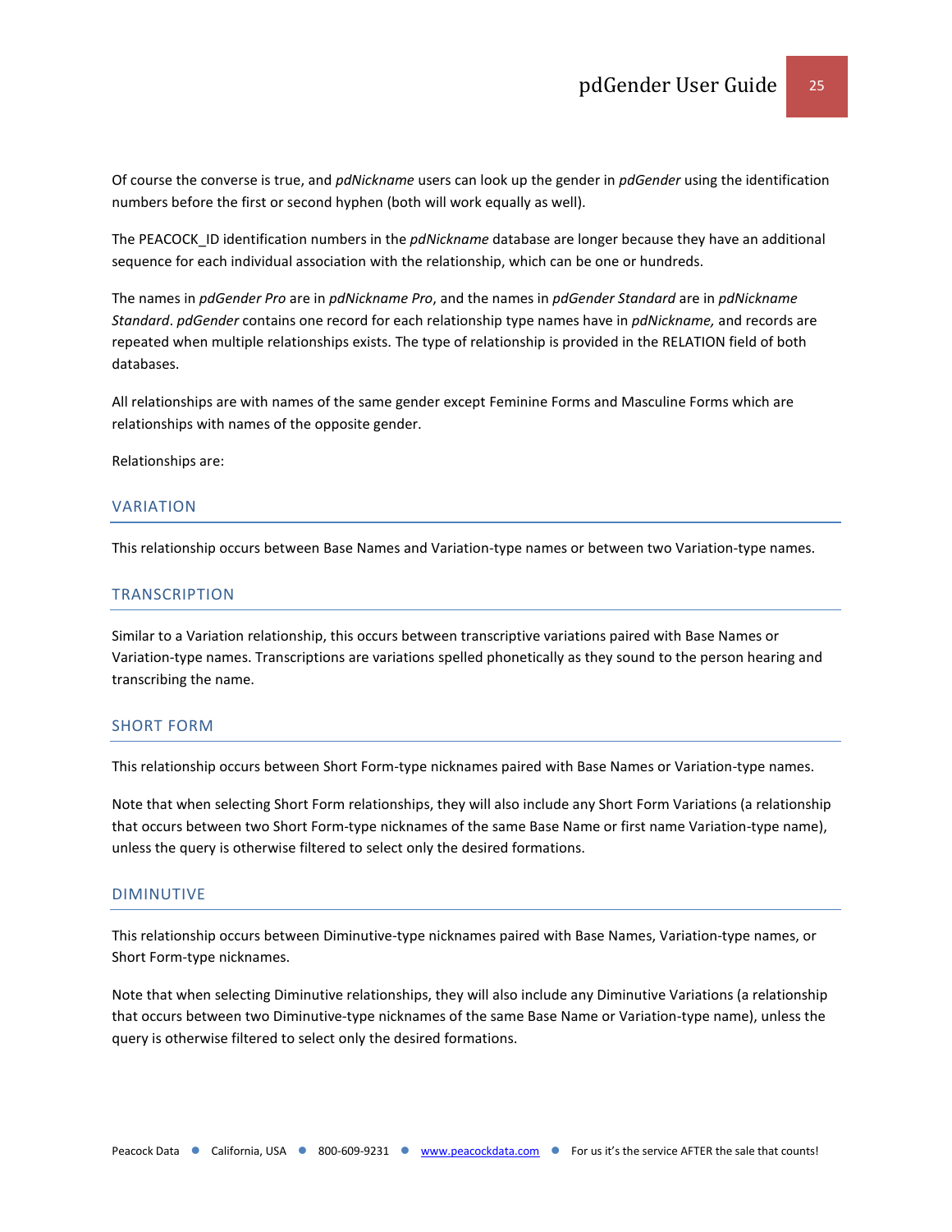Of course the converse is true, and *pdNickname* users can look up the gender in *pdGender* using the identification numbers before the first or second hyphen (both will work equally as well).

The PEACOCK_ID identification numbers in the *pdNickname* database are longer because they have an additional sequence for each individual association with the relationship, which can be one or hundreds.

The names in *pdGender Pro* are in *pdNickname Pro*, and the names in *pdGender Standard* are in *pdNickname Standard*. *pdGender* contains one record for each relationship type names have in *pdNickname,* and records are repeated when multiple relationships exists. The type of relationship is provided in the RELATION field of both databases.

All relationships are with names of the same gender except Feminine Forms and Masculine Forms which are relationships with names of the opposite gender.

Relationships are:

## VARIATION

This relationship occurs between Base Names and Variation-type names or between two Variation-type names.

## TRANSCRIPTION

Similar to a Variation relationship, this occurs between transcriptive variations paired with Base Names or Variation-type names. Transcriptions are variations spelled phonetically as they sound to the person hearing and transcribing the name.

## SHORT FORM

This relationship occurs between Short Form-type nicknames paired with Base Names or Variation-type names.

Note that when selecting Short Form relationships, they will also include any Short Form Variations (a relationship that occurs between two Short Form-type nicknames of the same Base Name or first name Variation-type name), unless the query is otherwise filtered to select only the desired formations.

## DIMINUTIVE

This relationship occurs between Diminutive-type nicknames paired with Base Names, Variation-type names, or Short Form-type nicknames.

Note that when selecting Diminutive relationships, they will also include any Diminutive Variations (a relationship that occurs between two Diminutive-type nicknames of the same Base Name or Variation-type name), unless the query is otherwise filtered to select only the desired formations.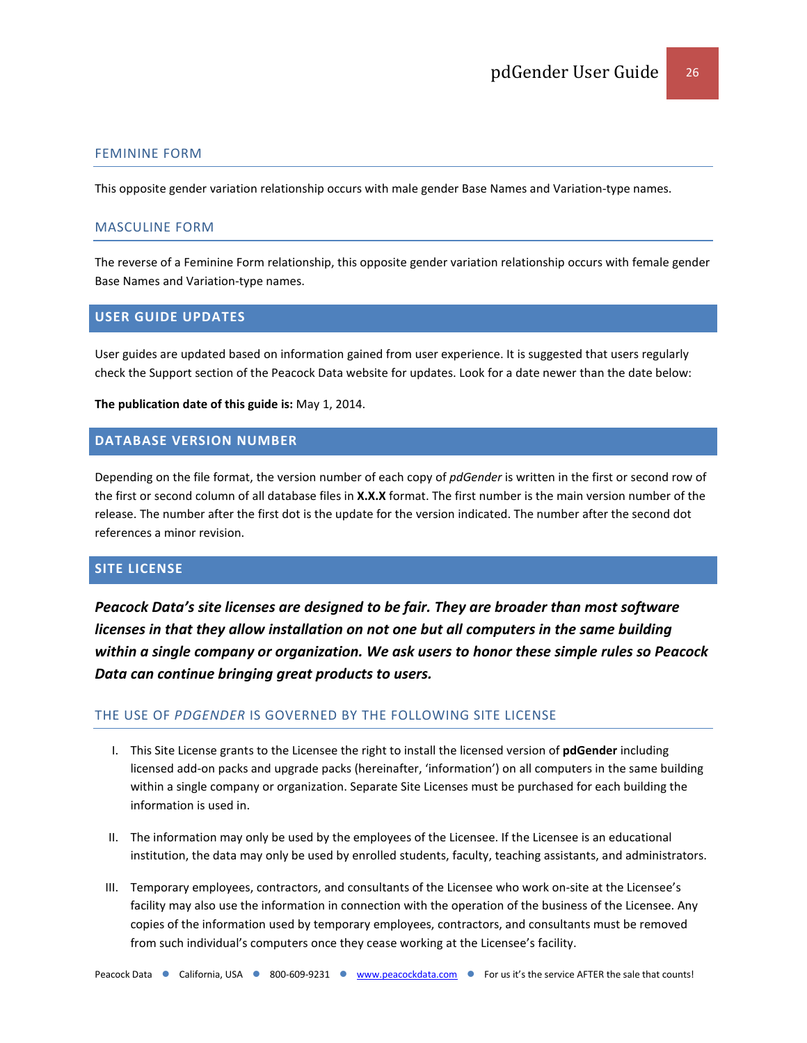### FEMININE FORM

This opposite gender variation relationship occurs with male gender Base Names and Variation-type names.

### MASCULINE FORM

The reverse of a Feminine Form relationship, this opposite gender variation relationship occurs with female gender Base Names and Variation-type names.

## USER GUIDE UPDATES

User guides are updated based on information gained from user experience. It is suggested that users regularly check the Support section of the Peacock Data website for updates. Look for a date newer than the date below:

**The publication date of this guide is:** May 1, 2014.

## DATABASE VERSION NUMBER

Depending on the file format, the version number of each copy of *pdGender* is written in the first or second row of the first or second column of all database files in **X.X.X** format. The first number is the main version number of the release. The number after the first dot is the update for the version indicated. The number after the second dot references a minor revision.

## SITE LICENSE

***Peacock Data's site licenses are designed to be fair. They are broader than most software licenses in that they allow installation on not one but all computers in the same building within a single company or organization. We ask users to honor these simple rules so Peacock Data can continue bringing great products to users.***

### THE USE OF *PDGENDER* IS GOVERNED BY THE FOLLOWING SITE LICENSE

I. This Site License grants to the Licensee the right to install the licensed version of **pdGender** including licensed add-on packs and upgrade packs (hereinafter, 'information') on all computers in the same building within a single company or organization. Separate Site Licenses must be purchased for each building the information is used in.

II. The information may only be used by the employees of the Licensee. If the Licensee is an educational institution, the data may only be used by enrolled students, faculty, teaching assistants, and administrators.

III. Temporary employees, contractors, and consultants of the Licensee who work on-site at the Licensee's facility may also use the information in connection with the operation of the business of the Licensee. Any copies of the information used by temporary employees, contractors, and consultants must be removed from such individual's computers once they cease working at the Licensee's facility.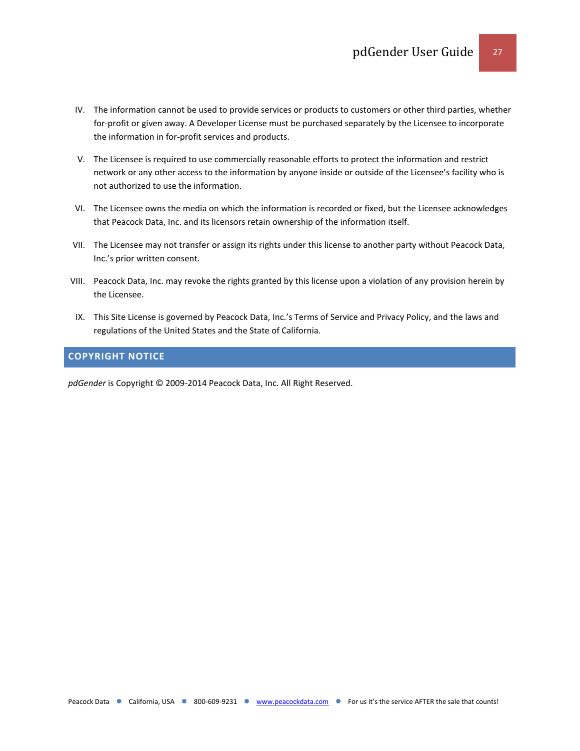IV. The information cannot be used to provide services or products to customers or other third parties, whether for-profit or given away. A Developer License must be purchased separately by the Licensee to incorporate the information in for-profit services and products.

V. The Licensee is required to use commercially reasonable efforts to protect the information and restrict network or any other access to the information by anyone inside or outside of the Licensee's facility who is not authorized to use the information.

VI. The Licensee owns the media on which the information is recorded or fixed, but the Licensee acknowledges that Peacock Data, Inc. and its licensors retain ownership of the information itself.

VII. The Licensee may not transfer or assign its rights under this license to another party without Peacock Data, Inc.'s prior written consent.

VIII. Peacock Data, Inc. may revoke the rights granted by this license upon a violation of any provision herein by the Licensee.

IX. This Site License is governed by Peacock Data, Inc.'s Terms of Service and Privacy Policy, and the laws and regulations of the United States and the State of California.

## COPYRIGHT NOTICE

*pdGender* is Copyright © 2009-2014 Peacock Data, Inc. All Right Reserved.